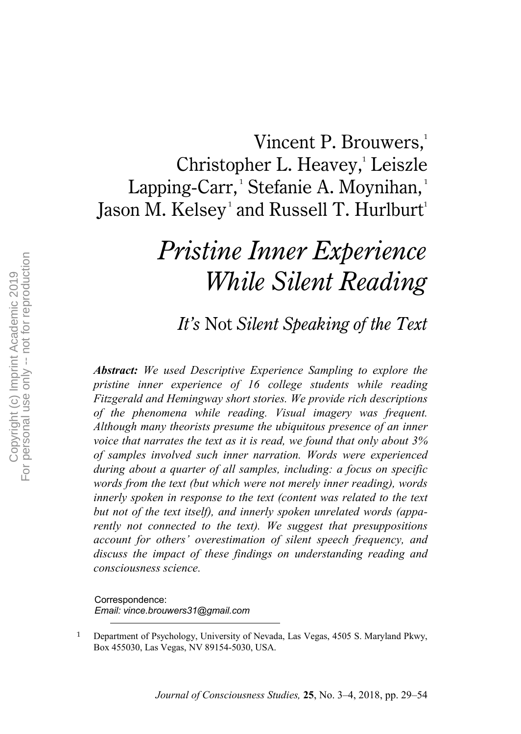Vincent P. Brouwers,[1] Christopher L. Heavey,[1] Leiszle Lapping-Carr,[1] Stefanie A. Moynihan,[1] Jason M. Kelsey[1] and Russell T. Hurlburt[1]

# *Pristine Inner Experience While Silent Reading*

## *It's* Not *Silent Speaking of the Text*

***Abstract:*** *We used Descriptive Experience Sampling to explore the pristine inner experience of 16 college students while reading Fitzgerald and Hemingway short stories. We provide rich descriptions of the phenomena while reading. Visual imagery was frequent. Although many theorists presume the ubiquitous presence of an inner voice that narrates the text as it is read, we found that only about 3% of samples involved such inner narration. Words were experienced during about a quarter of all samples, including: a focus on specific words from the text (but which were not merely inner reading), words innerly spoken in response to the text (content was related to the text but not of the text itself), and innerly spoken unrelated words (apparently not connected to the text). We suggest that presuppositions account for others' overestimation of silent speech frequency, and discuss the impact of these findings on understanding reading and consciousness science.*

Correspondence:
*Email: vince.brouwers31@gmail.com*

[1] Department of Psychology, University of Nevada, Las Vegas, 4505 S. Maryland Pkwy, Box 455030, Las Vegas, NV 89154-5030, USA.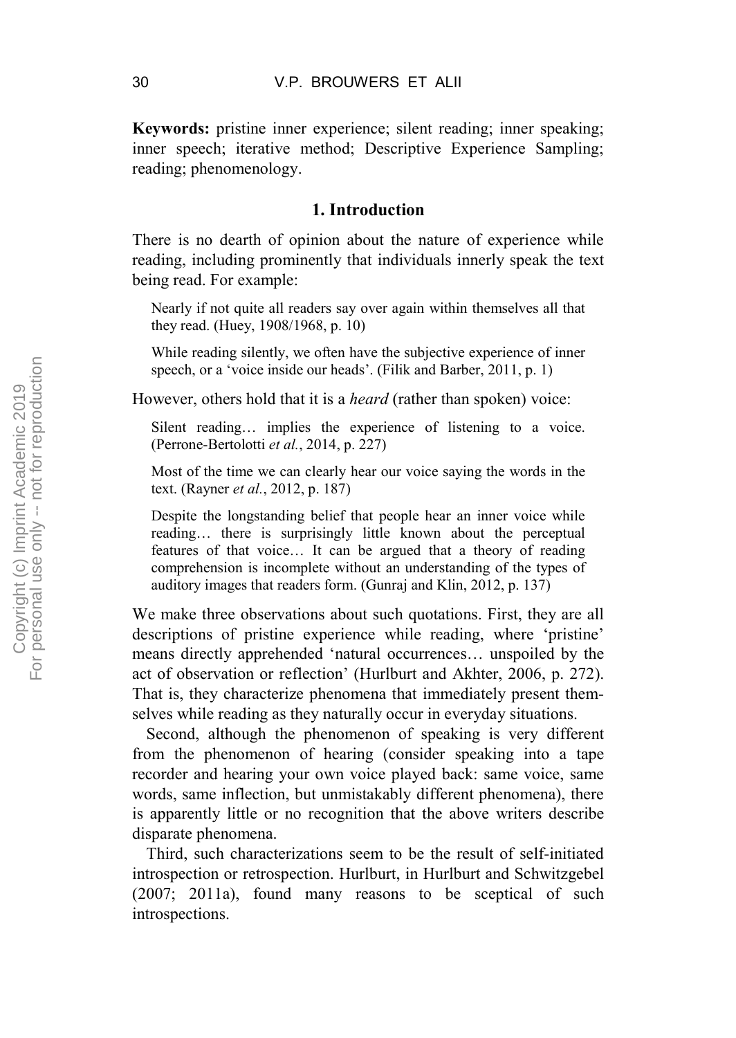**Keywords:** pristine inner experience; silent reading; inner speaking; inner speech; iterative method; Descriptive Experience Sampling; reading; phenomenology.

## 1. Introduction

There is no dearth of opinion about the nature of experience while reading, including prominently that individuals innerly speak the text being read. For example:

> Nearly if not quite all readers say over again within themselves all that they read. (Huey, 1908/1968, p. 10)

> While reading silently, we often have the subjective experience of inner speech, or a 'voice inside our heads'. (Filik and Barber, 2011, p. 1)

However, others hold that it is a *heard* (rather than spoken) voice:

> Silent reading… implies the experience of listening to a voice. (Perrone-Bertolotti *et al.*, 2014, p. 227)

> Most of the time we can clearly hear our voice saying the words in the text. (Rayner *et al.*, 2012, p. 187)

> Despite the longstanding belief that people hear an inner voice while reading… there is surprisingly little known about the perceptual features of that voice… It can be argued that a theory of reading comprehension is incomplete without an understanding of the types of auditory images that readers form. (Gunraj and Klin, 2012, p. 137)

We make three observations about such quotations. First, they are all descriptions of pristine experience while reading, where 'pristine' means directly apprehended 'natural occurrences… unspoiled by the act of observation or reflection' (Hurlburt and Akhter, 2006, p. 272). That is, they characterize phenomena that immediately present themselves while reading as they naturally occur in everyday situations.

Second, although the phenomenon of speaking is very different from the phenomenon of hearing (consider speaking into a tape recorder and hearing your own voice played back: same voice, same words, same inflection, but unmistakably different phenomena), there is apparently little or no recognition that the above writers describe disparate phenomena.

Third, such characterizations seem to be the result of self-initiated introspection or retrospection. Hurlburt, in Hurlburt and Schwitzgebel (2007; 2011a), found many reasons to be sceptical of such introspections.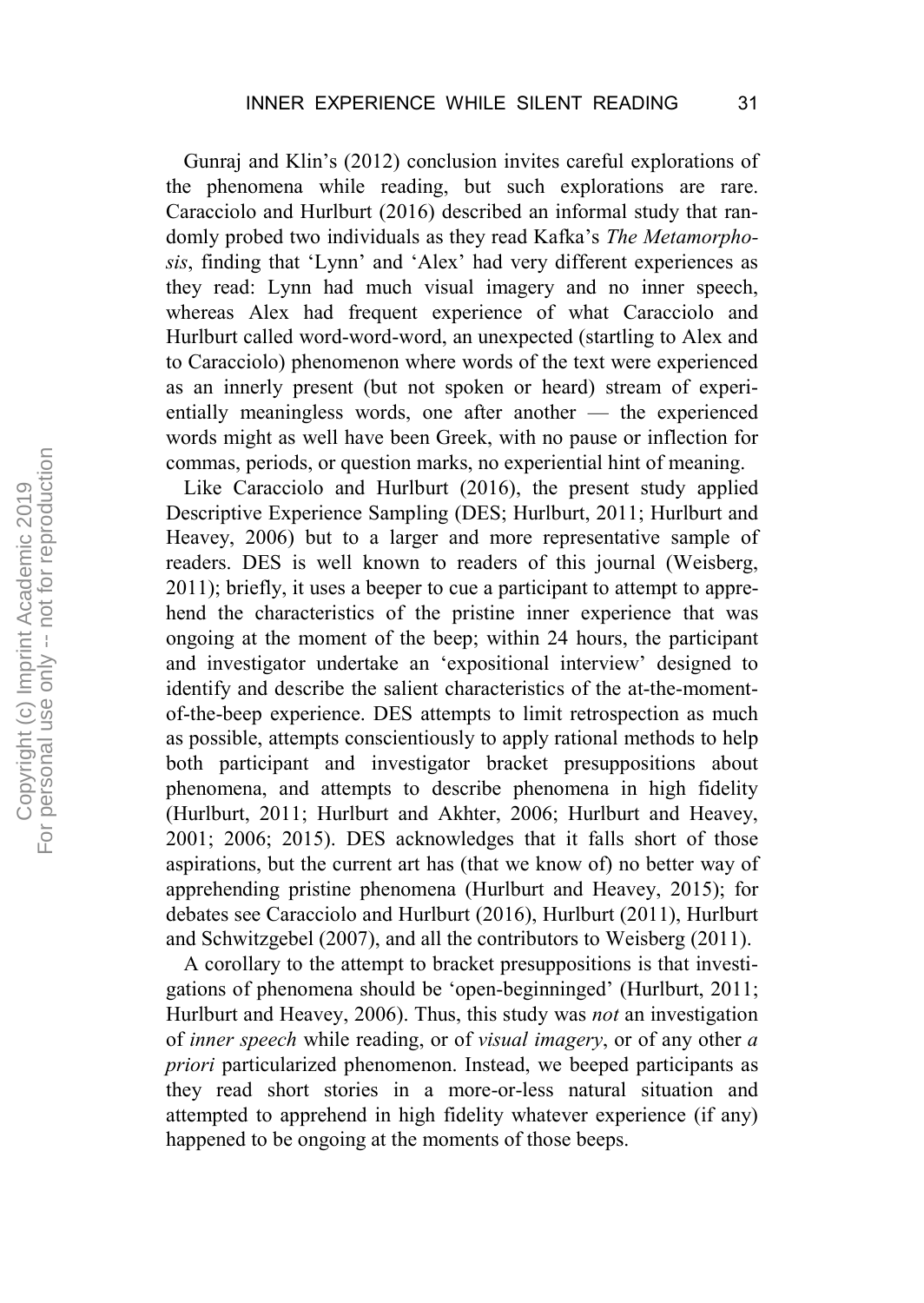Gunraj and Klin's (2012) conclusion invites careful explorations of the phenomena while reading, but such explorations are rare. Caracciolo and Hurlburt (2016) described an informal study that randomly probed two individuals as they read Kafka's *The Metamorphosis*, finding that 'Lynn' and 'Alex' had very different experiences as they read: Lynn had much visual imagery and no inner speech, whereas Alex had frequent experience of what Caracciolo and Hurlburt called word-word-word, an unexpected (startling to Alex and to Caracciolo) phenomenon where words of the text were experienced as an innerly present (but not spoken or heard) stream of experientially meaningless words, one after another — the experienced words might as well have been Greek, with no pause or inflection for commas, periods, or question marks, no experiential hint of meaning.

Like Caracciolo and Hurlburt (2016), the present study applied Descriptive Experience Sampling (DES; Hurlburt, 2011; Hurlburt and Heavey, 2006) but to a larger and more representative sample of readers. DES is well known to readers of this journal (Weisberg, 2011); briefly, it uses a beeper to cue a participant to attempt to apprehend the characteristics of the pristine inner experience that was ongoing at the moment of the beep; within 24 hours, the participant and investigator undertake an 'expositional interview' designed to identify and describe the salient characteristics of the at-the-moment-of-the-beep experience. DES attempts to limit retrospection as much as possible, attempts conscientiously to apply rational methods to help both participant and investigator bracket presuppositions about phenomena, and attempts to describe phenomena in high fidelity (Hurlburt, 2011; Hurlburt and Akhter, 2006; Hurlburt and Heavey, 2001; 2006; 2015). DES acknowledges that it falls short of those aspirations, but the current art has (that we know of) no better way of apprehending pristine phenomena (Hurlburt and Heavey, 2015); for debates see Caracciolo and Hurlburt (2016), Hurlburt (2011), Hurlburt and Schwitzgebel (2007), and all the contributors to Weisberg (2011).

A corollary to the attempt to bracket presuppositions is that investigations of phenomena should be 'open-beginninged' (Hurlburt, 2011; Hurlburt and Heavey, 2006). Thus, this study was *not* an investigation of *inner speech* while reading, or of *visual imagery*, or of any other *a priori* particularized phenomenon. Instead, we beeped participants as they read short stories in a more-or-less natural situation and attempted to apprehend in high fidelity whatever experience (if any) happened to be ongoing at the moments of those beeps.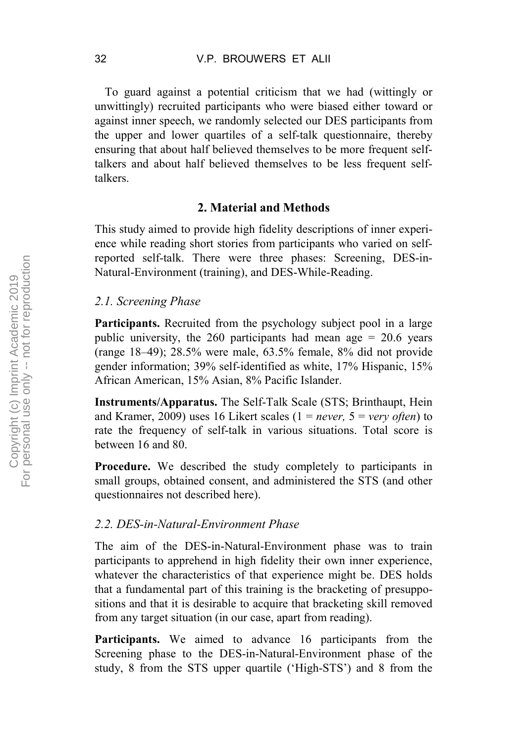To guard against a potential criticism that we had (wittingly or unwittingly) recruited participants who were biased either toward or against inner speech, we randomly selected our DES participants from the upper and lower quartiles of a self-talk questionnaire, thereby ensuring that about half believed themselves to be more frequent self-talkers and about half believed themselves to be less frequent self-talkers.

## 2. Material and Methods

This study aimed to provide high fidelity descriptions of inner experience while reading short stories from participants who varied on self-reported self-talk. There were three phases: Screening, DES-in-Natural-Environment (training), and DES-While-Reading.

### *2.1. Screening Phase*

**Participants.** Recruited from the psychology subject pool in a large public university, the 260 participants had mean age = 20.6 years (range 18–49); 28.5% were male, 63.5% female, 8% did not provide gender information; 39% self-identified as white, 17% Hispanic, 15% African American, 15% Asian, 8% Pacific Islander.

**Instruments/Apparatus.** The Self-Talk Scale (STS; Brinthaupt, Hein and Kramer, 2009) uses 16 Likert scales (1 = *never,* 5 = *very often*) to rate the frequency of self-talk in various situations. Total score is between 16 and 80.

**Procedure.** We described the study completely to participants in small groups, obtained consent, and administered the STS (and other questionnaires not described here).

### *2.2. DES-in-Natural-Environment Phase*

The aim of the DES-in-Natural-Environment phase was to train participants to apprehend in high fidelity their own inner experience, whatever the characteristics of that experience might be. DES holds that a fundamental part of this training is the bracketing of presuppositions and that it is desirable to acquire that bracketing skill removed from any target situation (in our case, apart from reading).

**Participants.** We aimed to advance 16 participants from the Screening phase to the DES-in-Natural-Environment phase of the study, 8 from the STS upper quartile ('High-STS') and 8 from the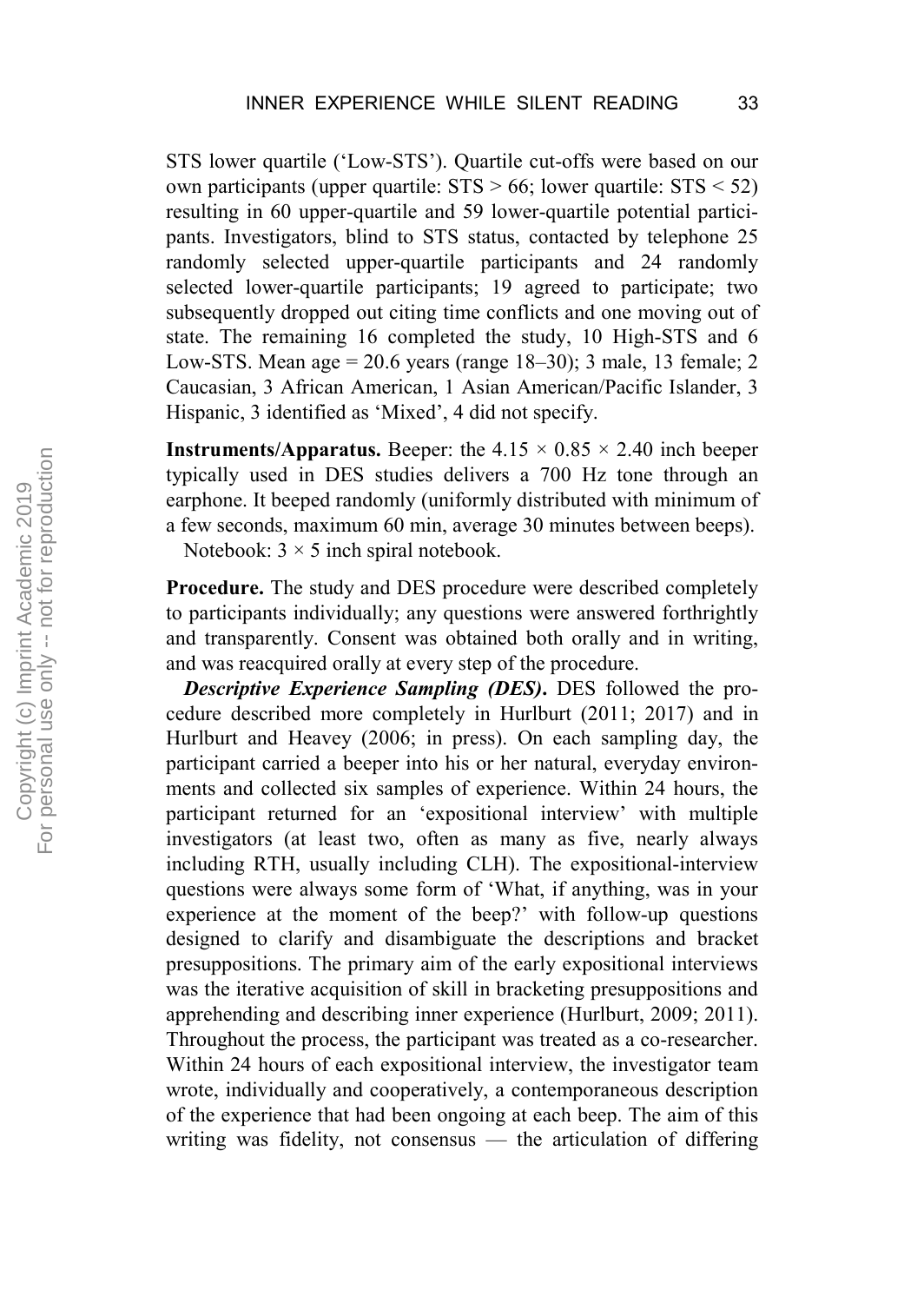STS lower quartile ('Low-STS'). Quartile cut-offs were based on our own participants (upper quartile: STS > 66; lower quartile: STS < 52) resulting in 60 upper-quartile and 59 lower-quartile potential participants. Investigators, blind to STS status, contacted by telephone 25 randomly selected upper-quartile participants and 24 randomly selected lower-quartile participants; 19 agreed to participate; two subsequently dropped out citing time conflicts and one moving out of state. The remaining 16 completed the study, 10 High-STS and 6 Low-STS. Mean age = 20.6 years (range 18–30); 3 male, 13 female; 2 Caucasian, 3 African American, 1 Asian American/Pacific Islander, 3 Hispanic, 3 identified as 'Mixed', 4 did not specify.

**Instruments/Apparatus.** Beeper: the 4.15 × 0.85 × 2.40 inch beeper typically used in DES studies delivers a 700 Hz tone through an earphone. It beeped randomly (uniformly distributed with minimum of a few seconds, maximum 60 min, average 30 minutes between beeps).

Notebook: 3 × 5 inch spiral notebook.

**Procedure.** The study and DES procedure were described completely to participants individually; any questions were answered forthrightly and transparently. Consent was obtained both orally and in writing, and was reacquired orally at every step of the procedure.

***Descriptive Experience Sampling (DES).*** DES followed the procedure described more completely in Hurlburt (2011; 2017) and in Hurlburt and Heavey (2006; in press). On each sampling day, the participant carried a beeper into his or her natural, everyday environments and collected six samples of experience. Within 24 hours, the participant returned for an 'expositional interview' with multiple investigators (at least two, often as many as five, nearly always including RTH, usually including CLH). The expositional-interview questions were always some form of 'What, if anything, was in your experience at the moment of the beep?' with follow-up questions designed to clarify and disambiguate the descriptions and bracket presuppositions. The primary aim of the early expositional interviews was the iterative acquisition of skill in bracketing presuppositions and apprehending and describing inner experience (Hurlburt, 2009; 2011). Throughout the process, the participant was treated as a co-researcher. Within 24 hours of each expositional interview, the investigator team wrote, individually and cooperatively, a contemporaneous description of the experience that had been ongoing at each beep. The aim of this writing was fidelity, not consensus — the articulation of differing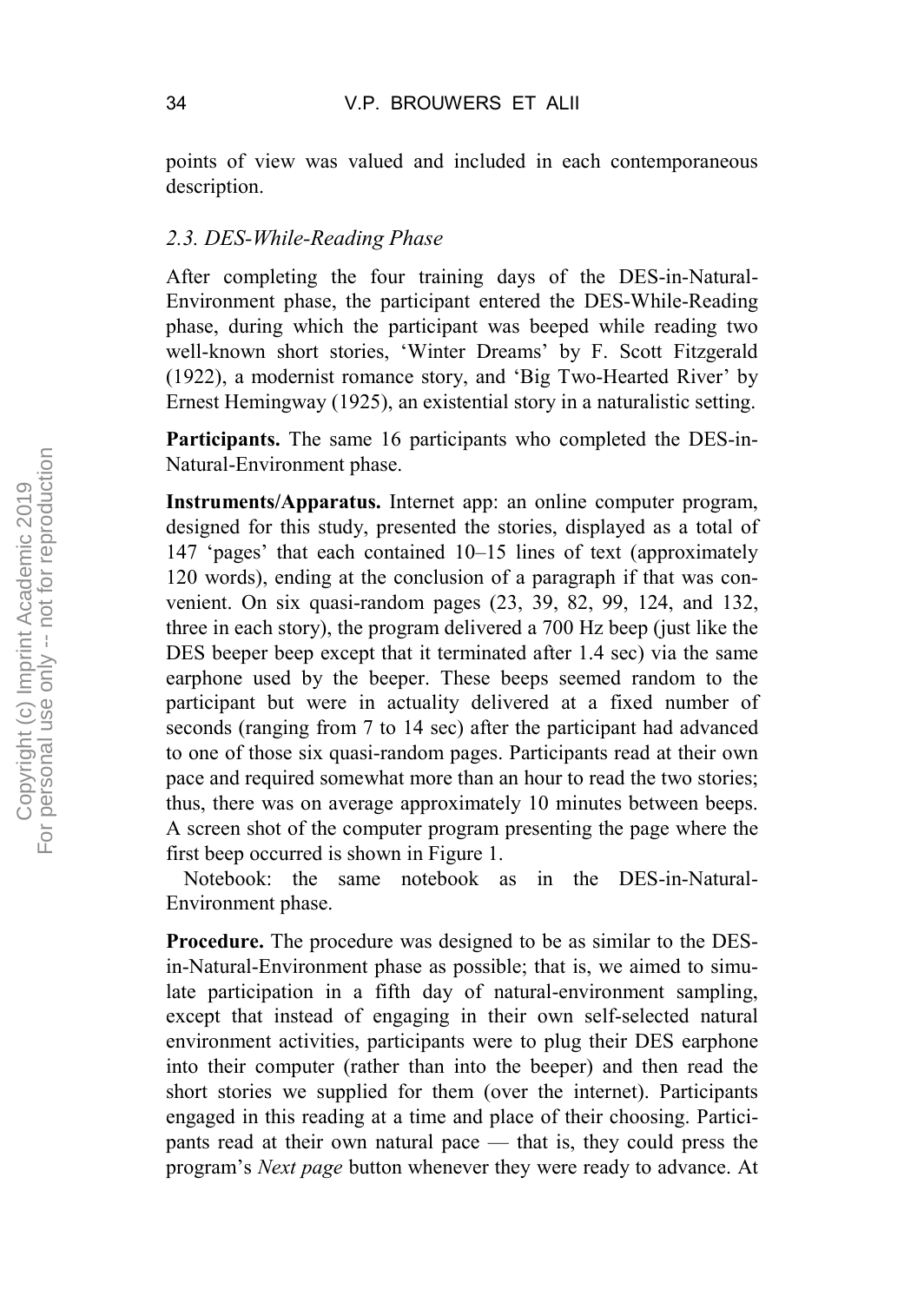points of view was valued and included in each contemporaneous description.

### *2.3. DES-While-Reading Phase*

After completing the four training days of the DES-in-Natural-Environment phase, the participant entered the DES-While-Reading phase, during which the participant was beeped while reading two well-known short stories, 'Winter Dreams' by F. Scott Fitzgerald (1922), a modernist romance story, and 'Big Two-Hearted River' by Ernest Hemingway (1925), an existential story in a naturalistic setting.

**Participants.** The same 16 participants who completed the DES-in-Natural-Environment phase.

**Instruments/Apparatus.** Internet app: an online computer program, designed for this study, presented the stories, displayed as a total of 147 'pages' that each contained 10–15 lines of text (approximately 120 words), ending at the conclusion of a paragraph if that was convenient. On six quasi-random pages (23, 39, 82, 99, 124, and 132, three in each story), the program delivered a 700 Hz beep (just like the DES beeper beep except that it terminated after 1.4 sec) via the same earphone used by the beeper. These beeps seemed random to the participant but were in actuality delivered at a fixed number of seconds (ranging from 7 to 14 sec) after the participant had advanced to one of those six quasi-random pages. Participants read at their own pace and required somewhat more than an hour to read the two stories; thus, there was on average approximately 10 minutes between beeps. A screen shot of the computer program presenting the page where the first beep occurred is shown in Figure 1.

Notebook: the same notebook as in the DES-in-Natural-Environment phase.

**Procedure.** The procedure was designed to be as similar to the DES-in-Natural-Environment phase as possible; that is, we aimed to simulate participation in a fifth day of natural-environment sampling, except that instead of engaging in their own self-selected natural environment activities, participants were to plug their DES earphone into their computer (rather than into the beeper) and then read the short stories we supplied for them (over the internet). Participants engaged in this reading at a time and place of their choosing. Participants read at their own natural pace — that is, they could press the program's *Next page* button whenever they were ready to advance. At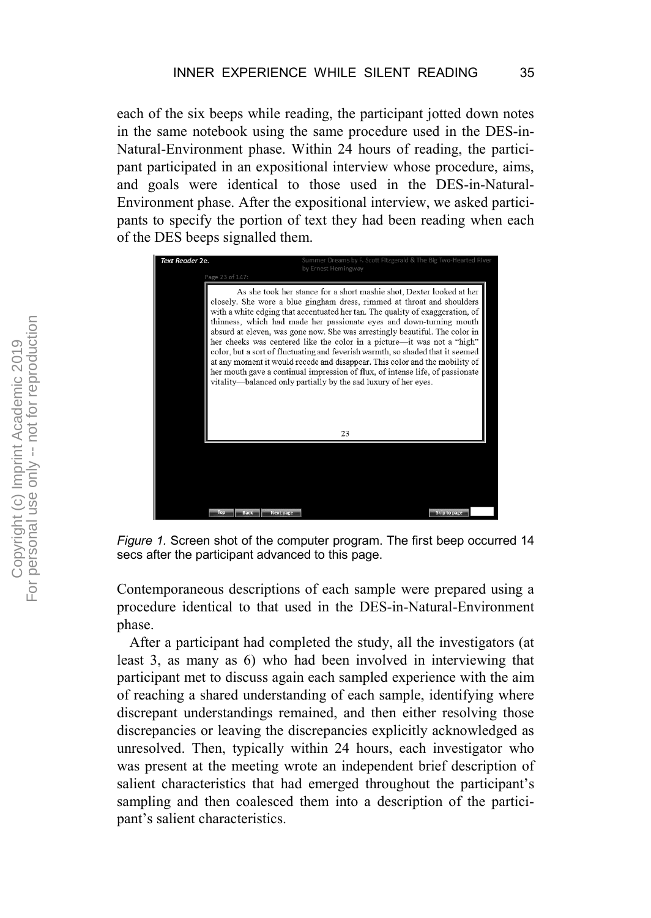each of the six beeps while reading, the participant jotted down notes in the same notebook using the same procedure used in the DES-in-Natural-Environment phase. Within 24 hours of reading, the participant participated in an expositional interview whose procedure, aims, and goals were identical to those used in the DES-in-Natural-Environment phase. After the expositional interview, we asked participants to specify the portion of text they had been reading when each of the DES beeps signalled them.

*Figure 1.* Screen shot of the computer program. The first beep occurred 14 secs after the participant advanced to this page.

Contemporaneous descriptions of each sample were prepared using a procedure identical to that used in the DES-in-Natural-Environment phase.

After a participant had completed the study, all the investigators (at least 3, as many as 6) who had been involved in interviewing that participant met to discuss again each sampled experience with the aim of reaching a shared understanding of each sample, identifying where discrepant understandings remained, and then either resolving those discrepancies or leaving the discrepancies explicitly acknowledged as unresolved. Then, typically within 24 hours, each investigator who was present at the meeting wrote an independent brief description of salient characteristics that had emerged throughout the participant's sampling and then coalesced them into a description of the participant's salient characteristics.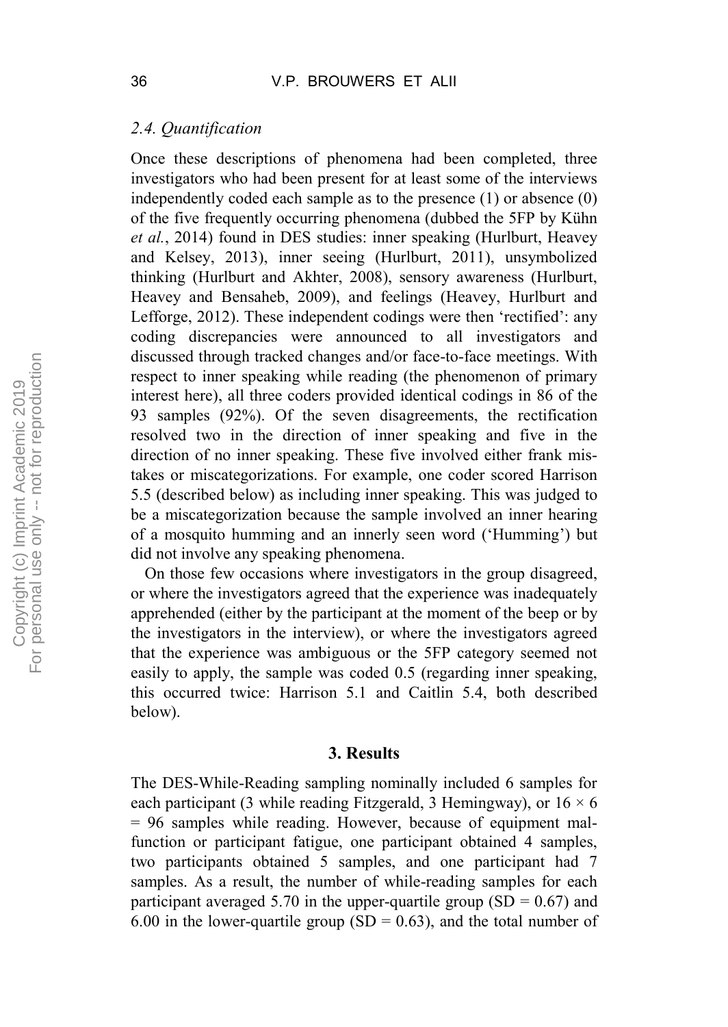### *2.4. Quantification*

Once these descriptions of phenomena had been completed, three investigators who had been present for at least some of the interviews independently coded each sample as to the presence (1) or absence (0) of the five frequently occurring phenomena (dubbed the 5FP by Kühn *et al.*, 2014) found in DES studies: inner speaking (Hurlburt, Heavey and Kelsey, 2013), inner seeing (Hurlburt, 2011), unsymbolized thinking (Hurlburt and Akhter, 2008), sensory awareness (Hurlburt, Heavey and Bensaheb, 2009), and feelings (Heavey, Hurlburt and Lefforge, 2012). These independent codings were then 'rectified': any coding discrepancies were announced to all investigators and discussed through tracked changes and/or face-to-face meetings. With respect to inner speaking while reading (the phenomenon of primary interest here), all three coders provided identical codings in 86 of the 93 samples (92%). Of the seven disagreements, the rectification resolved two in the direction of inner speaking and five in the direction of no inner speaking. These five involved either frank mistakes or miscategorizations. For example, one coder scored Harrison 5.5 (described below) as including inner speaking. This was judged to be a miscategorization because the sample involved an inner hearing of a mosquito humming and an innerly seen word ('Humming') but did not involve any speaking phenomena.

On those few occasions where investigators in the group disagreed, or where the investigators agreed that the experience was inadequately apprehended (either by the participant at the moment of the beep or by the investigators in the interview), or where the investigators agreed that the experience was ambiguous or the 5FP category seemed not easily to apply, the sample was coded 0.5 (regarding inner speaking, this occurred twice: Harrison 5.1 and Caitlin 5.4, both described below).

## 3. Results

The DES-While-Reading sampling nominally included 6 samples for each participant (3 while reading Fitzgerald, 3 Hemingway), or $16 \times 6 = 96$ samples while reading. However, because of equipment malfunction or participant fatigue, one participant obtained 4 samples, two participants obtained 5 samples, and one participant had 7 samples. As a result, the number of while-reading samples for each participant averaged 5.70 in the upper-quartile group (SD = 0.67) and 6.00 in the lower-quartile group (SD = 0.63), and the total number of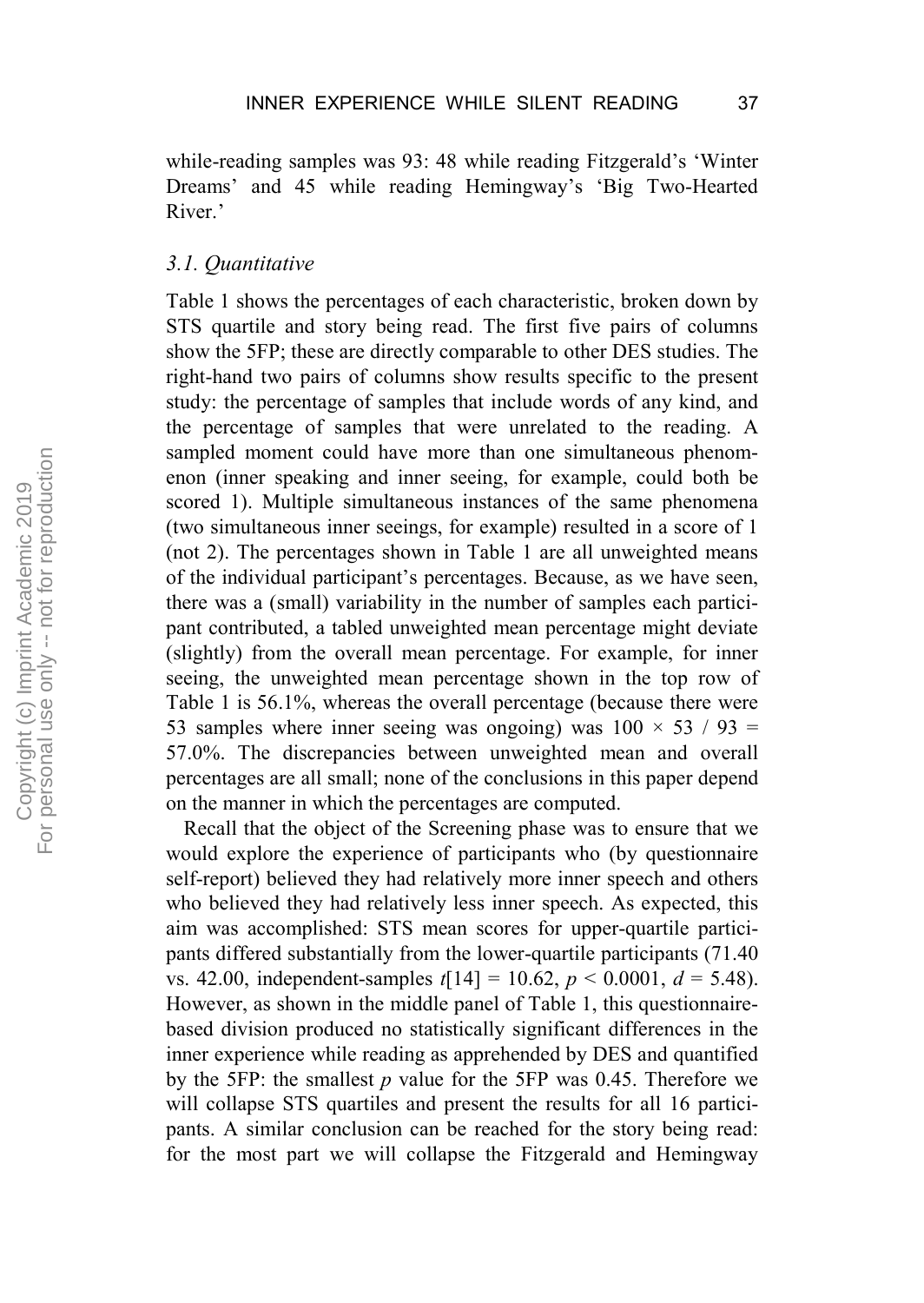while-reading samples was 93: 48 while reading Fitzgerald's 'Winter Dreams' and 45 while reading Hemingway's 'Big Two-Hearted River.'

### *3.1. Quantitative*

Table 1 shows the percentages of each characteristic, broken down by STS quartile and story being read. The first five pairs of columns show the 5FP; these are directly comparable to other DES studies. The right-hand two pairs of columns show results specific to the present study: the percentage of samples that include words of any kind, and the percentage of samples that were unrelated to the reading. A sampled moment could have more than one simultaneous phenomenon (inner speaking and inner seeing, for example, could both be scored 1). Multiple simultaneous instances of the same phenomena (two simultaneous inner seeings, for example) resulted in a score of 1 (not 2). The percentages shown in Table 1 are all unweighted means of the individual participant's percentages. Because, as we have seen, there was a (small) variability in the number of samples each participant contributed, a tabled unweighted mean percentage might deviate (slightly) from the overall mean percentage. For example, for inner seeing, the unweighted mean percentage shown in the top row of Table 1 is 56.1%, whereas the overall percentage (because there were 53 samples where inner seeing was ongoing) was $100 \times 53 / 93 = 57.0\%$. The discrepancies between unweighted mean and overall percentages are all small; none of the conclusions in this paper depend on the manner in which the percentages are computed.

Recall that the object of the Screening phase was to ensure that we would explore the experience of participants who (by questionnaire self-report) believed they had relatively more inner speech and others who believed they had relatively less inner speech. As expected, this aim was accomplished: STS mean scores for upper-quartile participants differed substantially from the lower-quartile participants (71.40 vs. 42.00, independent-samples $t[14] = 10.62$, $p < 0.0001$, $d = 5.48$). However, as shown in the middle panel of Table 1, this questionnaire-based division produced no statistically significant differences in the inner experience while reading as apprehended by DES and quantified by the 5FP: the smallest $p$ value for the 5FP was 0.45. Therefore we will collapse STS quartiles and present the results for all 16 participants. A similar conclusion can be reached for the story being read: for the most part we will collapse the Fitzgerald and Hemingway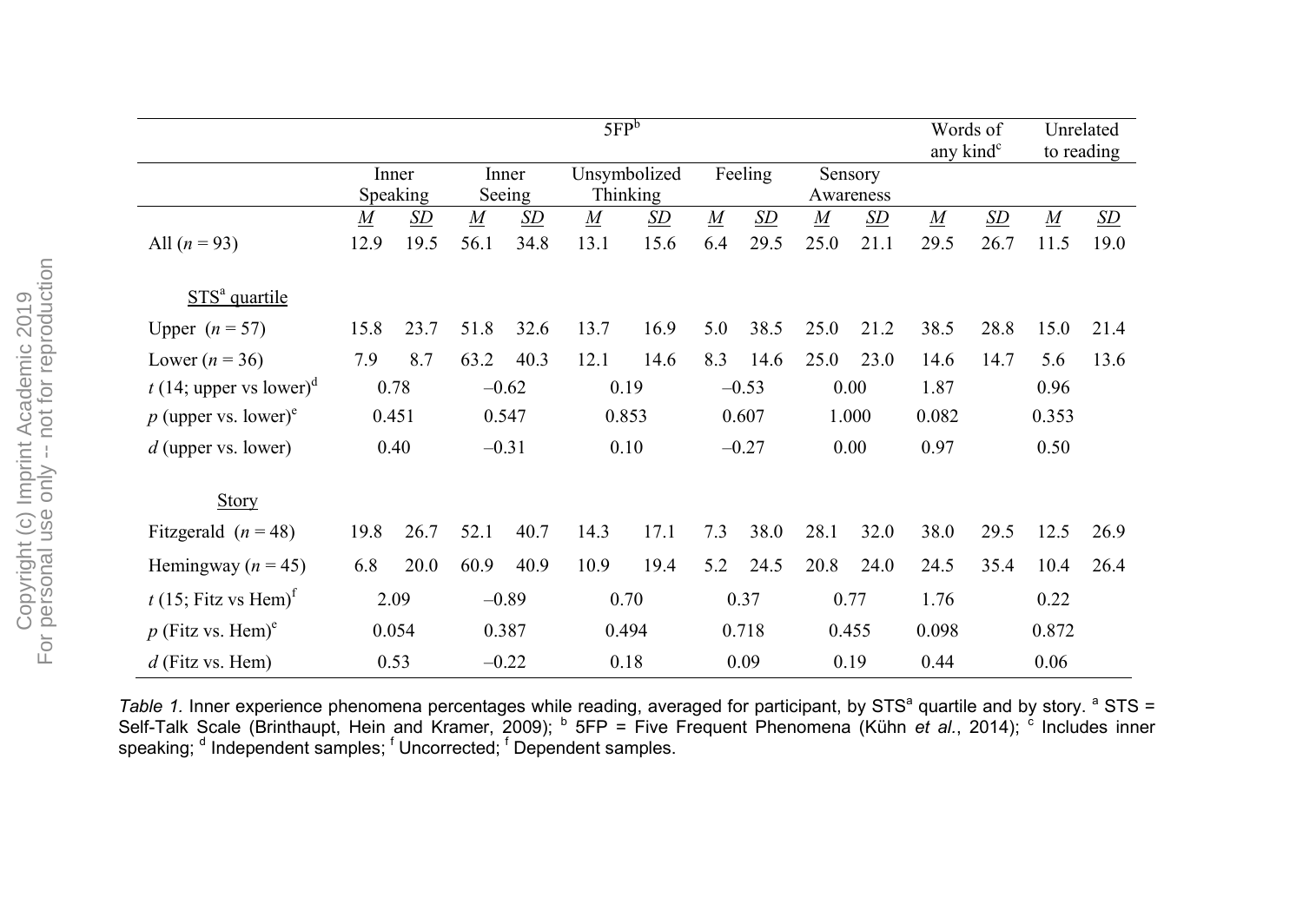| | 5FP[b] | | | | | | | | | | Words of any kind[c] | | Unrelated to reading | |
|---|---|---|---|---|---|---|---|---|---|---|---|---|---|---|
| | Inner Speaking | | Inner Seeing | | Unsymbolized Thinking | | Feeling | | Sensory Awareness | | | | | |
| | *M* | *SD* | *M* | *SD* | *M* | *SD* | *M* | *SD* | *M* | *SD* | *M* | *SD* | *M* | *SD* |
| All ($n = 93$) | 12.9 | 19.5 | 56.1 | 34.8 | 13.1 | 15.6 | 6.4 | 29.5 | 25.0 | 21.1 | 29.5 | 26.7 | 11.5 | 19.0 |
| STS[a] quartile | | | | | | | | | | | | | | |
| Upper ($n = 57$) | 15.8 | 23.7 | 51.8 | 32.6 | 13.7 | 16.9 | 5.0 | 38.5 | 25.0 | 21.2 | 38.5 | 28.8 | 15.0 | 21.4 |
| Lower ($n = 36$) | 7.9 | 8.7 | 63.2 | 40.3 | 12.1 | 14.6 | 8.3 | 14.6 | 25.0 | 23.0 | 14.6 | 14.7 | 5.6 | 13.6 |
| $t$ (14; upper vs lower)[d] | 0.78 | | –0.62 | | 0.19 | | –0.53 | | 0.00 | | 1.87 | | 0.96 | |
| $p$ (upper vs. lower)[e] | 0.451 | | 0.547 | | 0.853 | | 0.607 | | 1.000 | | 0.082 | | 0.353 | |
| $d$ (upper vs. lower) | 0.40 | | –0.31 | | 0.10 | | –0.27 | | 0.00 | | 0.97 | | 0.50 | |
| Story | | | | | | | | | | | | | | |
| Fitzgerald ($n = 48$) | 19.8 | 26.7 | 52.1 | 40.7 | 14.3 | 17.1 | 7.3 | 38.0 | 28.1 | 32.0 | 38.0 | 29.5 | 12.5 | 26.9 |
| Hemingway ($n = 45$) | 6.8 | 20.0 | 60.9 | 40.9 | 10.9 | 19.4 | 5.2 | 24.5 | 20.8 | 24.0 | 24.5 | 35.4 | 10.4 | 26.4 |
| $t$ (15; Fitz vs Hem)[f] | 2.09 | | –0.89 | | 0.70 | | 0.37 | | 0.77 | | 1.76 | | 0.22 | |
| $p$ (Fitz vs. Hem)[e] | 0.054 | | 0.387 | | 0.494 | | 0.718 | | 0.455 | | 0.098 | | 0.872 | |
| $d$ (Fitz vs. Hem) | 0.53 | | –0.22 | | 0.18 | | 0.09 | | 0.19 | | 0.44 | | 0.06 | |

*Table 1.* Inner experience phenomena percentages while reading, averaged for participant, by STS[a] quartile and by story. [a] STS = Self-Talk Scale (Brinthaupt, Hein and Kramer, 2009); [b] 5FP = Five Frequent Phenomena (Kühn *et al.*, 2014); [c] Includes inner speaking; [d] Independent samples; [f] Uncorrected; [f] Dependent samples.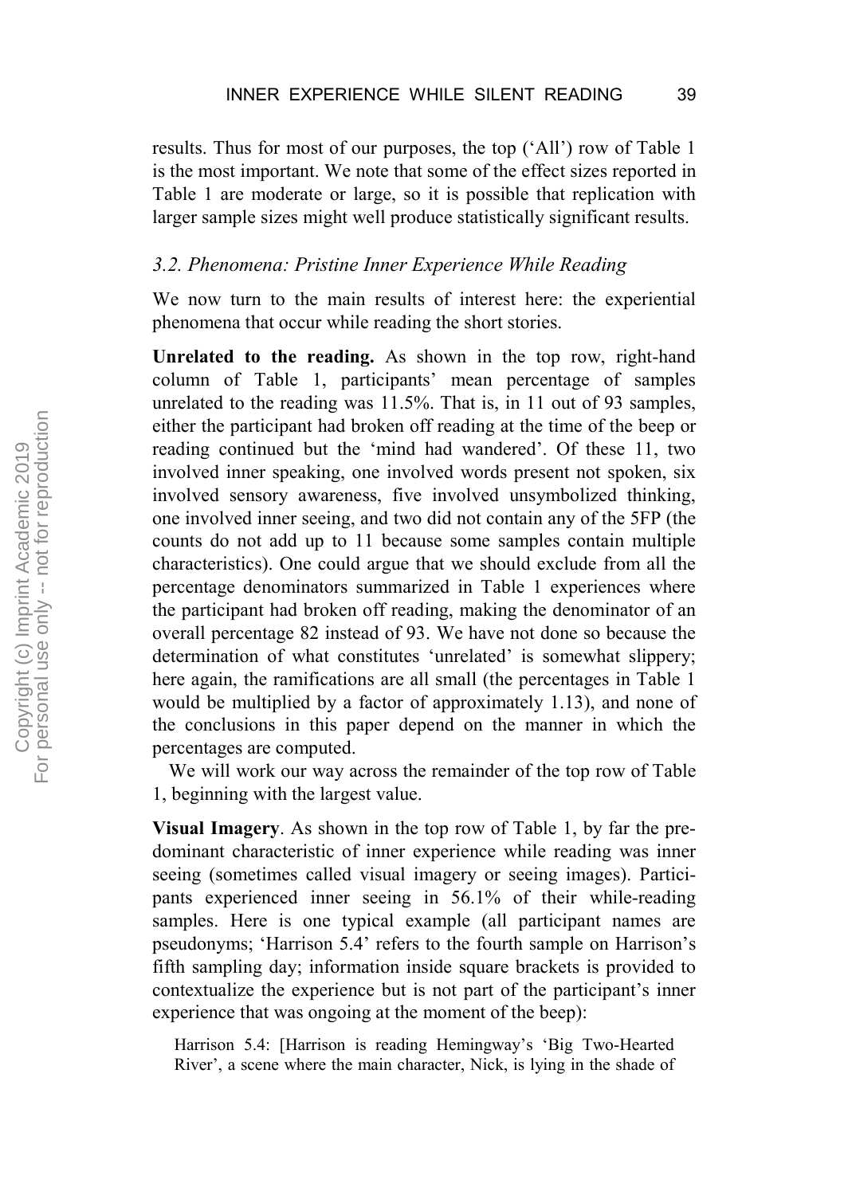results. Thus for most of our purposes, the top ('All') row of Table 1 is the most important. We note that some of the effect sizes reported in Table 1 are moderate or large, so it is possible that replication with larger sample sizes might well produce statistically significant results.

### *3.2. Phenomena: Pristine Inner Experience While Reading*

We now turn to the main results of interest here: the experiential phenomena that occur while reading the short stories.

**Unrelated to the reading.** As shown in the top row, right-hand column of Table 1, participants' mean percentage of samples unrelated to the reading was 11.5%. That is, in 11 out of 93 samples, either the participant had broken off reading at the time of the beep or reading continued but the 'mind had wandered'. Of these 11, two involved inner speaking, one involved words present not spoken, six involved sensory awareness, five involved unsymbolized thinking, one involved inner seeing, and two did not contain any of the 5FP (the counts do not add up to 11 because some samples contain multiple characteristics). One could argue that we should exclude from all the percentage denominators summarized in Table 1 experiences where the participant had broken off reading, making the denominator of an overall percentage 82 instead of 93. We have not done so because the determination of what constitutes 'unrelated' is somewhat slippery; here again, the ramifications are all small (the percentages in Table 1 would be multiplied by a factor of approximately 1.13), and none of the conclusions in this paper depend on the manner in which the percentages are computed.

We will work our way across the remainder of the top row of Table 1, beginning with the largest value.

**Visual Imagery**. As shown in the top row of Table 1, by far the predominant characteristic of inner experience while reading was inner seeing (sometimes called visual imagery or seeing images). Participants experienced inner seeing in 56.1% of their while-reading samples. Here is one typical example (all participant names are pseudonyms; 'Harrison 5.4' refers to the fourth sample on Harrison's fifth sampling day; information inside square brackets is provided to contextualize the experience but is not part of the participant's inner experience that was ongoing at the moment of the beep):

> Harrison 5.4: [Harrison is reading Hemingway's 'Big Two-Hearted River', a scene where the main character, Nick, is lying in the shade of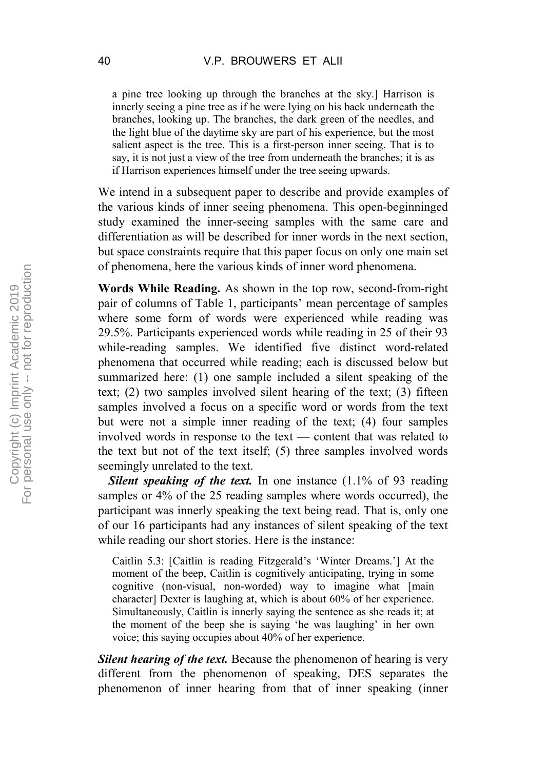a pine tree looking up through the branches at the sky.] Harrison is innerly seeing a pine tree as if he were lying on his back underneath the branches, looking up. The branches, the dark green of the needles, and the light blue of the daytime sky are part of his experience, but the most salient aspect is the tree. This is a first-person inner seeing. That is to say, it is not just a view of the tree from underneath the branches; it is as if Harrison experiences himself under the tree seeing upwards.

We intend in a subsequent paper to describe and provide examples of the various kinds of inner seeing phenomena. This open-beginninged study examined the inner-seeing samples with the same care and differentiation as will be described for inner words in the next section, but space constraints require that this paper focus on only one main set of phenomena, here the various kinds of inner word phenomena.

**Words While Reading.** As shown in the top row, second-from-right pair of columns of Table 1, participants' mean percentage of samples where some form of words were experienced while reading was 29.5%. Participants experienced words while reading in 25 of their 93 while-reading samples. We identified five distinct word-related phenomena that occurred while reading; each is discussed below but summarized here: (1) one sample included a silent speaking of the text; (2) two samples involved silent hearing of the text; (3) fifteen samples involved a focus on a specific word or words from the text but were not a simple inner reading of the text; (4) four samples involved words in response to the text — content that was related to the text but not of the text itself; (5) three samples involved words seemingly unrelated to the text.

***Silent speaking of the text.*** In one instance (1.1% of 93 reading samples or 4% of the 25 reading samples where words occurred), the participant was innerly speaking the text being read. That is, only one of our 16 participants had any instances of silent speaking of the text while reading our short stories. Here is the instance:

Caitlin 5.3: [Caitlin is reading Fitzgerald's 'Winter Dreams.'] At the moment of the beep, Caitlin is cognitively anticipating, trying in some cognitive (non-visual, non-worded) way to imagine what [main character] Dexter is laughing at, which is about 60% of her experience. Simultaneously, Caitlin is innerly saying the sentence as she reads it; at the moment of the beep she is saying 'he was laughing' in her own voice; this saying occupies about 40% of her experience.

***Silent hearing of the text.*** Because the phenomenon of hearing is very different from the phenomenon of speaking, DES separates the phenomenon of inner hearing from that of inner speaking (inner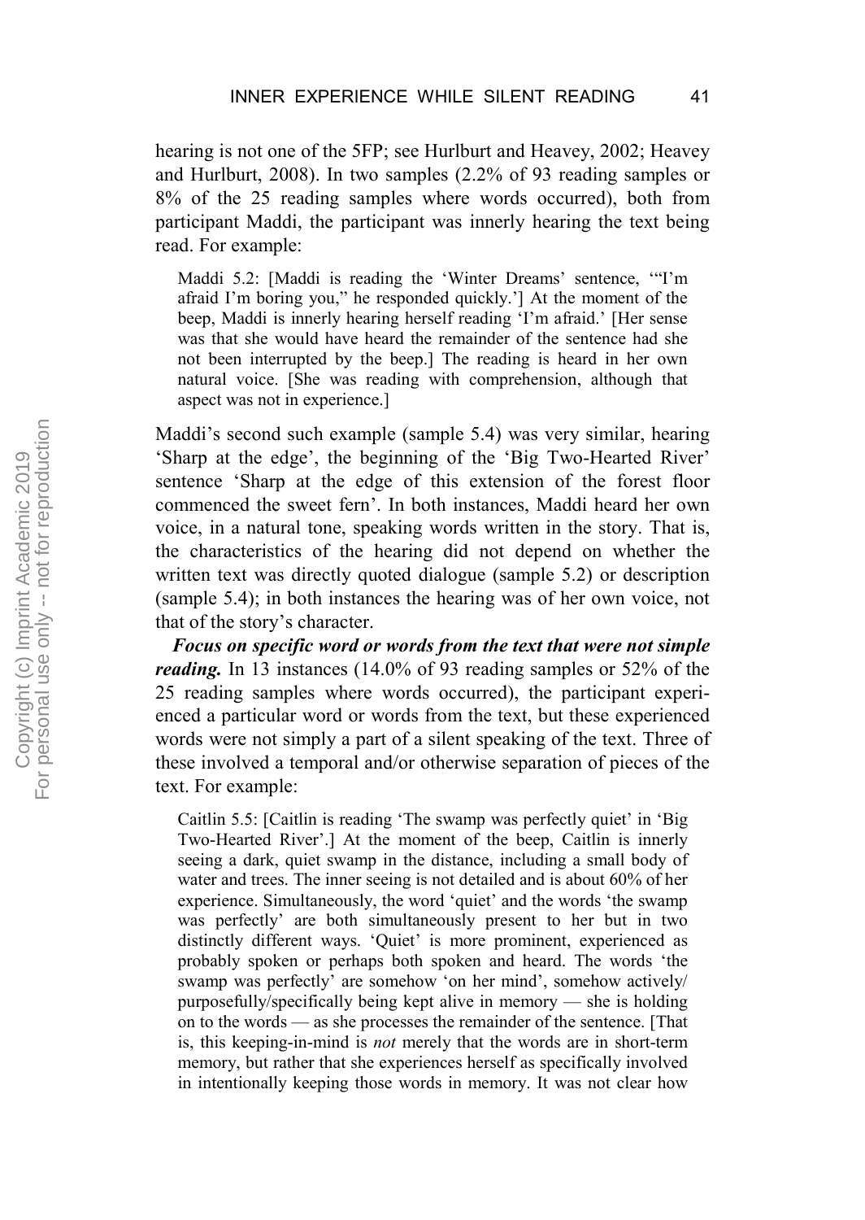hearing is not one of the 5FP; see Hurlburt and Heavey, 2002; Heavey and Hurlburt, 2008). In two samples (2.2% of 93 reading samples or 8% of the 25 reading samples where words occurred), both from participant Maddi, the participant was innerly hearing the text being read. For example:

> Maddi 5.2: [Maddi is reading the 'Winter Dreams' sentence, '"I'm afraid I'm boring you," he responded quickly.'] At the moment of the beep, Maddi is innerly hearing herself reading 'I'm afraid.' [Her sense was that she would have heard the remainder of the sentence had she not been interrupted by the beep.] The reading is heard in her own natural voice. [She was reading with comprehension, although that aspect was not in experience.]

Maddi's second such example (sample 5.4) was very similar, hearing 'Sharp at the edge', the beginning of the 'Big Two-Hearted River' sentence 'Sharp at the edge of this extension of the forest floor commenced the sweet fern'. In both instances, Maddi heard her own voice, in a natural tone, speaking words written in the story. That is, the characteristics of the hearing did not depend on whether the written text was directly quoted dialogue (sample 5.2) or description (sample 5.4); in both instances the hearing was of her own voice, not that of the story's character.

***Focus on specific word or words from the text that were not simple reading.*** In 13 instances (14.0% of 93 reading samples or 52% of the 25 reading samples where words occurred), the participant experienced a particular word or words from the text, but these experienced words were not simply a part of a silent speaking of the text. Three of these involved a temporal and/or otherwise separation of pieces of the text. For example:

> Caitlin 5.5: [Caitlin is reading 'The swamp was perfectly quiet' in 'Big Two-Hearted River'.] At the moment of the beep, Caitlin is innerly seeing a dark, quiet swamp in the distance, including a small body of water and trees. The inner seeing is not detailed and is about 60% of her experience. Simultaneously, the word 'quiet' and the words 'the swamp was perfectly' are both simultaneously present to her but in two distinctly different ways. 'Quiet' is more prominent, experienced as probably spoken or perhaps both spoken and heard. The words 'the swamp was perfectly' are somehow 'on her mind', somehow actively/purposefully/specifically being kept alive in memory — she is holding on to the words — as she processes the remainder of the sentence. [That is, this keeping-in-mind is *not* merely that the words are in short-term memory, but rather that she experiences herself as specifically involved in intentionally keeping those words in memory. It was not clear how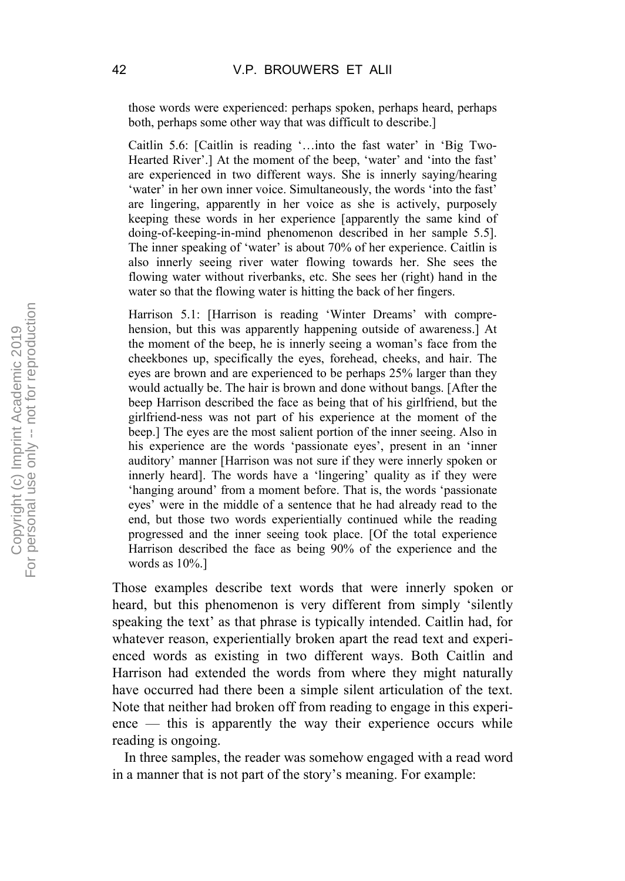those words were experienced: perhaps spoken, perhaps heard, perhaps both, perhaps some other way that was difficult to describe.]

> Caitlin 5.6: [Caitlin is reading '…into the fast water' in 'Big Two-Hearted River'.] At the moment of the beep, 'water' and 'into the fast' are experienced in two different ways. She is innerly saying/hearing 'water' in her own inner voice. Simultaneously, the words 'into the fast' are lingering, apparently in her voice as she is actively, purposely keeping these words in her experience [apparently the same kind of doing-of-keeping-in-mind phenomenon described in her sample 5.5]. The inner speaking of 'water' is about 70% of her experience. Caitlin is also innerly seeing river water flowing towards her. She sees the flowing water without riverbanks, etc. She sees her (right) hand in the water so that the flowing water is hitting the back of her fingers.

> Harrison 5.1: [Harrison is reading 'Winter Dreams' with comprehension, but this was apparently happening outside of awareness.] At the moment of the beep, he is innerly seeing a woman's face from the cheekbones up, specifically the eyes, forehead, cheeks, and hair. The eyes are brown and are experienced to be perhaps 25% larger than they would actually be. The hair is brown and done without bangs. [After the beep Harrison described the face as being that of his girlfriend, but the girlfriend-ness was not part of his experience at the moment of the beep.] The eyes are the most salient portion of the inner seeing. Also in his experience are the words 'passionate eyes', present in an 'inner auditory' manner [Harrison was not sure if they were innerly spoken or innerly heard]. The words have a 'lingering' quality as if they were 'hanging around' from a moment before. That is, the words 'passionate eyes' were in the middle of a sentence that he had already read to the end, but those two words experientially continued while the reading progressed and the inner seeing took place. [Of the total experience Harrison described the face as being 90% of the experience and the words as 10%.]

Those examples describe text words that were innerly spoken or heard, but this phenomenon is very different from simply 'silently speaking the text' as that phrase is typically intended. Caitlin had, for whatever reason, experientially broken apart the read text and experienced words as existing in two different ways. Both Caitlin and Harrison had extended the words from where they might naturally have occurred had there been a simple silent articulation of the text. Note that neither had broken off from reading to engage in this experience — this is apparently the way their experience occurs while reading is ongoing.

In three samples, the reader was somehow engaged with a read word in a manner that is not part of the story's meaning. For example: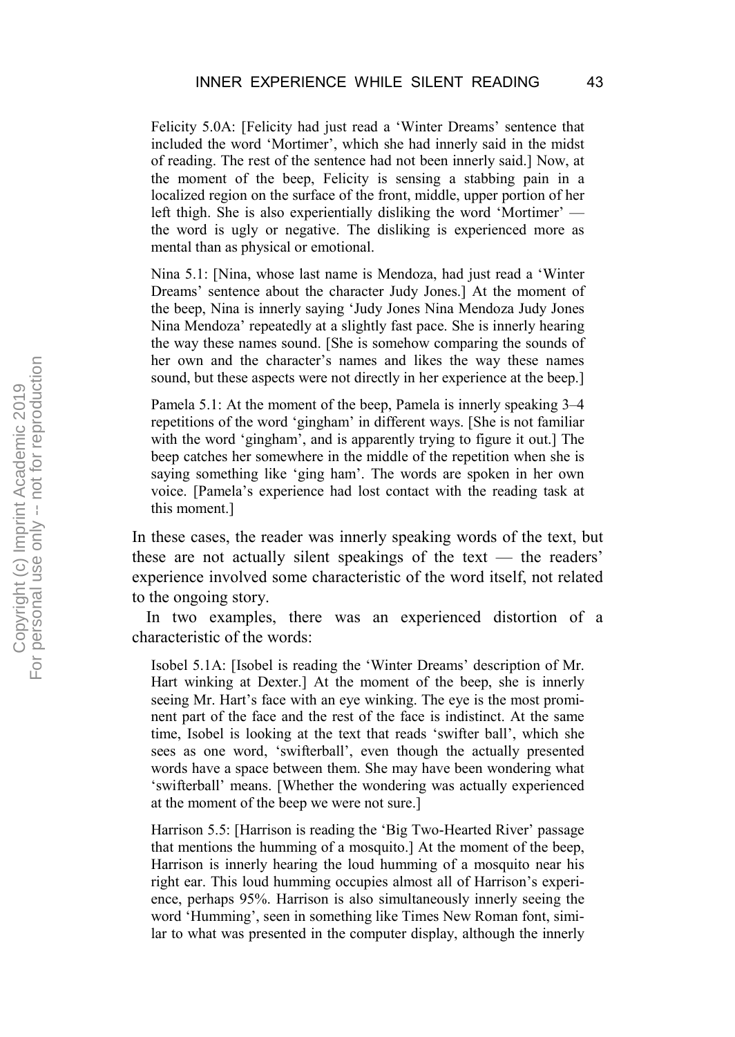> Felicity 5.0A: [Felicity had just read a 'Winter Dreams' sentence that included the word 'Mortimer', which she had innerly said in the midst of reading. The rest of the sentence had not been innerly said.] Now, at the moment of the beep, Felicity is sensing a stabbing pain in a localized region on the surface of the front, middle, upper portion of her left thigh. She is also experientially disliking the word 'Mortimer' — the word is ugly or negative. The disliking is experienced more as mental than as physical or emotional.

> Nina 5.1: [Nina, whose last name is Mendoza, had just read a 'Winter Dreams' sentence about the character Judy Jones.] At the moment of the beep, Nina is innerly saying 'Judy Jones Nina Mendoza Judy Jones Nina Mendoza' repeatedly at a slightly fast pace. She is innerly hearing the way these names sound. [She is somehow comparing the sounds of her own and the character's names and likes the way these names sound, but these aspects were not directly in her experience at the beep.]

> Pamela 5.1: At the moment of the beep, Pamela is innerly speaking 3–4 repetitions of the word 'gingham' in different ways. [She is not familiar with the word 'gingham', and is apparently trying to figure it out.] The beep catches her somewhere in the middle of the repetition when she is saying something like 'ging ham'. The words are spoken in her own voice. [Pamela's experience had lost contact with the reading task at this moment.]

In these cases, the reader was innerly speaking words of the text, but these are not actually silent speakings of the text — the readers' experience involved some characteristic of the word itself, not related to the ongoing story.

In two examples, there was an experienced distortion of a characteristic of the words:

> Isobel 5.1A: [Isobel is reading the 'Winter Dreams' description of Mr. Hart winking at Dexter.] At the moment of the beep, she is innerly seeing Mr. Hart's face with an eye winking. The eye is the most prominent part of the face and the rest of the face is indistinct. At the same time, Isobel is looking at the text that reads 'swifter ball', which she sees as one word, 'swifterball', even though the actually presented words have a space between them. She may have been wondering what 'swifterball' means. [Whether the wondering was actually experienced at the moment of the beep we were not sure.]

> Harrison 5.5: [Harrison is reading the 'Big Two-Hearted River' passage that mentions the humming of a mosquito.] At the moment of the beep, Harrison is innerly hearing the loud humming of a mosquito near his right ear. This loud humming occupies almost all of Harrison's experience, perhaps 95%. Harrison is also simultaneously innerly seeing the word 'Humming', seen in something like Times New Roman font, similar to what was presented in the computer display, although the innerly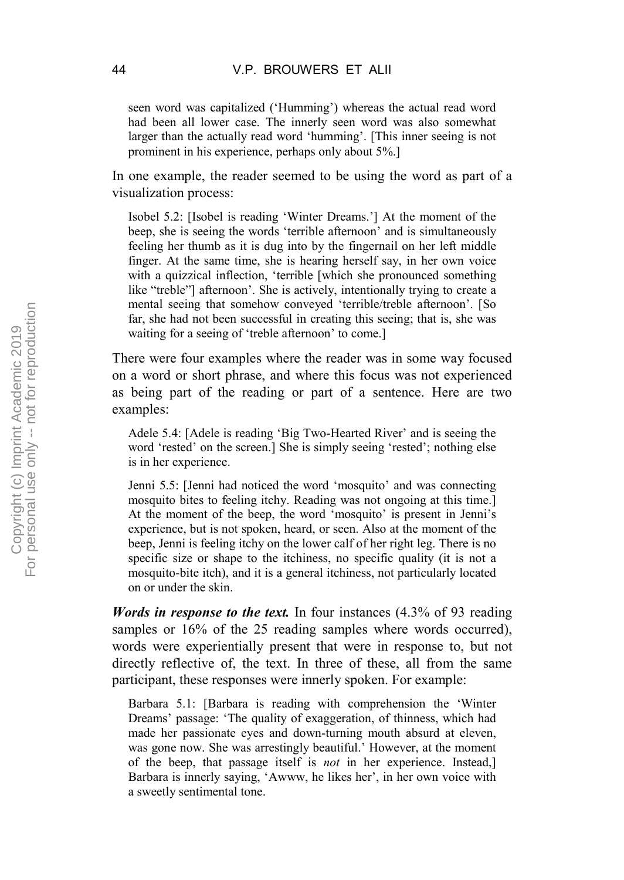seen word was capitalized ('Humming') whereas the actual read word had been all lower case. The innerly seen word was also somewhat larger than the actually read word 'humming'. [This inner seeing is not prominent in his experience, perhaps only about 5%.]

In one example, the reader seemed to be using the word as part of a visualization process:

> Isobel 5.2: [Isobel is reading 'Winter Dreams.'] At the moment of the beep, she is seeing the words 'terrible afternoon' and is simultaneously feeling her thumb as it is dug into by the fingernail on her left middle finger. At the same time, she is hearing herself say, in her own voice with a quizzical inflection, 'terrible [which she pronounced something like "treble"] afternoon'. She is actively, intentionally trying to create a mental seeing that somehow conveyed 'terrible/treble afternoon'. [So far, she had not been successful in creating this seeing; that is, she was waiting for a seeing of 'treble afternoon' to come.]

There were four examples where the reader was in some way focused on a word or short phrase, and where this focus was not experienced as being part of the reading or part of a sentence. Here are two examples:

> Adele 5.4: [Adele is reading 'Big Two-Hearted River' and is seeing the word 'rested' on the screen.] She is simply seeing 'rested'; nothing else is in her experience.

> Jenni 5.5: [Jenni had noticed the word 'mosquito' and was connecting mosquito bites to feeling itchy. Reading was not ongoing at this time.] At the moment of the beep, the word 'mosquito' is present in Jenni's experience, but is not spoken, heard, or seen. Also at the moment of the beep, Jenni is feeling itchy on the lower calf of her right leg. There is no specific size or shape to the itchiness, no specific quality (it is not a mosquito-bite itch), and it is a general itchiness, not particularly located on or under the skin.

***Words in response to the text.*** In four instances (4.3% of 93 reading samples or 16% of the 25 reading samples where words occurred), words were experientially present that were in response to, but not directly reflective of, the text. In three of these, all from the same participant, these responses were innerly spoken. For example:

> Barbara 5.1: [Barbara is reading with comprehension the 'Winter Dreams' passage: 'The quality of exaggeration, of thinness, which had made her passionate eyes and down-turning mouth absurd at eleven, was gone now. She was arrestingly beautiful.' However, at the moment of the beep, that passage itself is *not* in her experience. Instead,] Barbara is innerly saying, 'Awww, he likes her', in her own voice with a sweetly sentimental tone.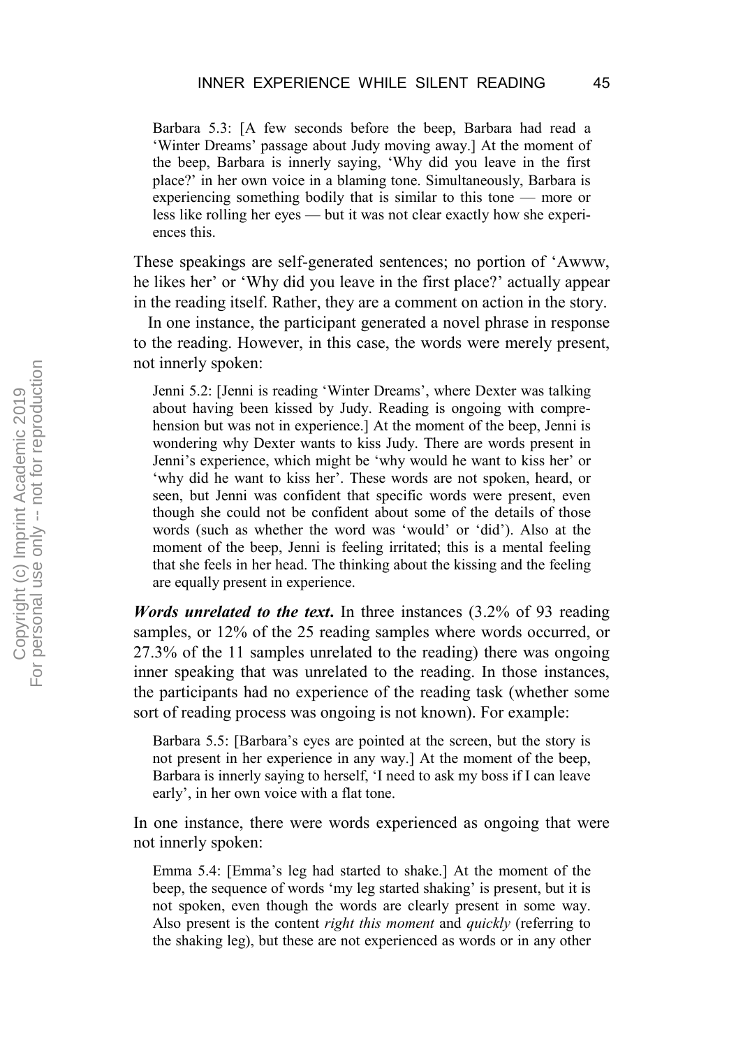Barbara 5.3: [A few seconds before the beep, Barbara had read a 'Winter Dreams' passage about Judy moving away.] At the moment of the beep, Barbara is innerly saying, 'Why did you leave in the first place?' in her own voice in a blaming tone. Simultaneously, Barbara is experiencing something bodily that is similar to this tone — more or less like rolling her eyes — but it was not clear exactly how she experiences this.

These speakings are self-generated sentences; no portion of 'Awww, he likes her' or 'Why did you leave in the first place?' actually appear in the reading itself. Rather, they are a comment on action in the story.

In one instance, the participant generated a novel phrase in response to the reading. However, in this case, the words were merely present, not innerly spoken:

Jenni 5.2: [Jenni is reading 'Winter Dreams', where Dexter was talking about having been kissed by Judy. Reading is ongoing with comprehension but was not in experience.] At the moment of the beep, Jenni is wondering why Dexter wants to kiss Judy. There are words present in Jenni's experience, which might be 'why would he want to kiss her' or 'why did he want to kiss her'. These words are not spoken, heard, or seen, but Jenni was confident that specific words were present, even though she could not be confident about some of the details of those words (such as whether the word was 'would' or 'did'). Also at the moment of the beep, Jenni is feeling irritated; this is a mental feeling that she feels in her head. The thinking about the kissing and the feeling are equally present in experience.

***Words unrelated to the text.*** In three instances (3.2% of 93 reading samples, or 12% of the 25 reading samples where words occurred, or 27.3% of the 11 samples unrelated to the reading) there was ongoing inner speaking that was unrelated to the reading. In those instances, the participants had no experience of the reading task (whether some sort of reading process was ongoing is not known). For example:

Barbara 5.5: [Barbara's eyes are pointed at the screen, but the story is not present in her experience in any way.] At the moment of the beep, Barbara is innerly saying to herself, 'I need to ask my boss if I can leave early', in her own voice with a flat tone.

In one instance, there were words experienced as ongoing that were not innerly spoken:

Emma 5.4: [Emma's leg had started to shake.] At the moment of the beep, the sequence of words 'my leg started shaking' is present, but it is not spoken, even though the words are clearly present in some way. Also present is the content *right this moment* and *quickly* (referring to the shaking leg), but these are not experienced as words or in any other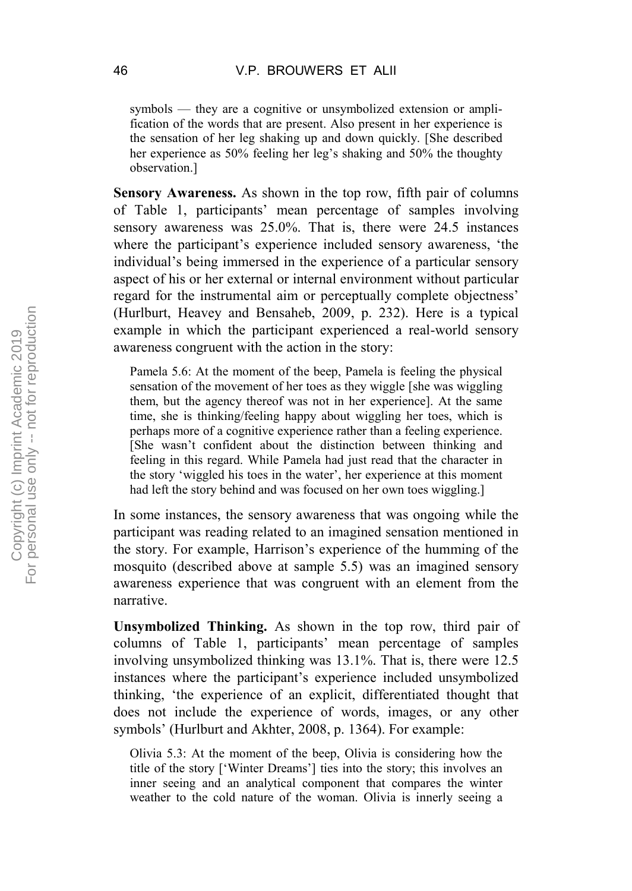symbols — they are a cognitive or unsymbolized extension or amplification of the words that are present. Also present in her experience is the sensation of her leg shaking up and down quickly. [She described her experience as 50% feeling her leg's shaking and 50% the thoughty observation.]

**Sensory Awareness.** As shown in the top row, fifth pair of columns of Table 1, participants' mean percentage of samples involving sensory awareness was 25.0%. That is, there were 24.5 instances where the participant's experience included sensory awareness, 'the individual's being immersed in the experience of a particular sensory aspect of his or her external or internal environment without particular regard for the instrumental aim or perceptually complete objectness' (Hurlburt, Heavey and Bensaheb, 2009, p. 232). Here is a typical example in which the participant experienced a real-world sensory awareness congruent with the action in the story:

> Pamela 5.6: At the moment of the beep, Pamela is feeling the physical sensation of the movement of her toes as they wiggle [she was wiggling them, but the agency thereof was not in her experience]. At the same time, she is thinking/feeling happy about wiggling her toes, which is perhaps more of a cognitive experience rather than a feeling experience. [She wasn't confident about the distinction between thinking and feeling in this regard. While Pamela had just read that the character in the story 'wiggled his toes in the water', her experience at this moment had left the story behind and was focused on her own toes wiggling.]

In some instances, the sensory awareness that was ongoing while the participant was reading related to an imagined sensation mentioned in the story. For example, Harrison's experience of the humming of the mosquito (described above at sample 5.5) was an imagined sensory awareness experience that was congruent with an element from the narrative.

**Unsymbolized Thinking.** As shown in the top row, third pair of columns of Table 1, participants' mean percentage of samples involving unsymbolized thinking was 13.1%. That is, there were 12.5 instances where the participant's experience included unsymbolized thinking, 'the experience of an explicit, differentiated thought that does not include the experience of words, images, or any other symbols' (Hurlburt and Akhter, 2008, p. 1364). For example:

> Olivia 5.3: At the moment of the beep, Olivia is considering how the title of the story ['Winter Dreams'] ties into the story; this involves an inner seeing and an analytical component that compares the winter weather to the cold nature of the woman. Olivia is innerly seeing a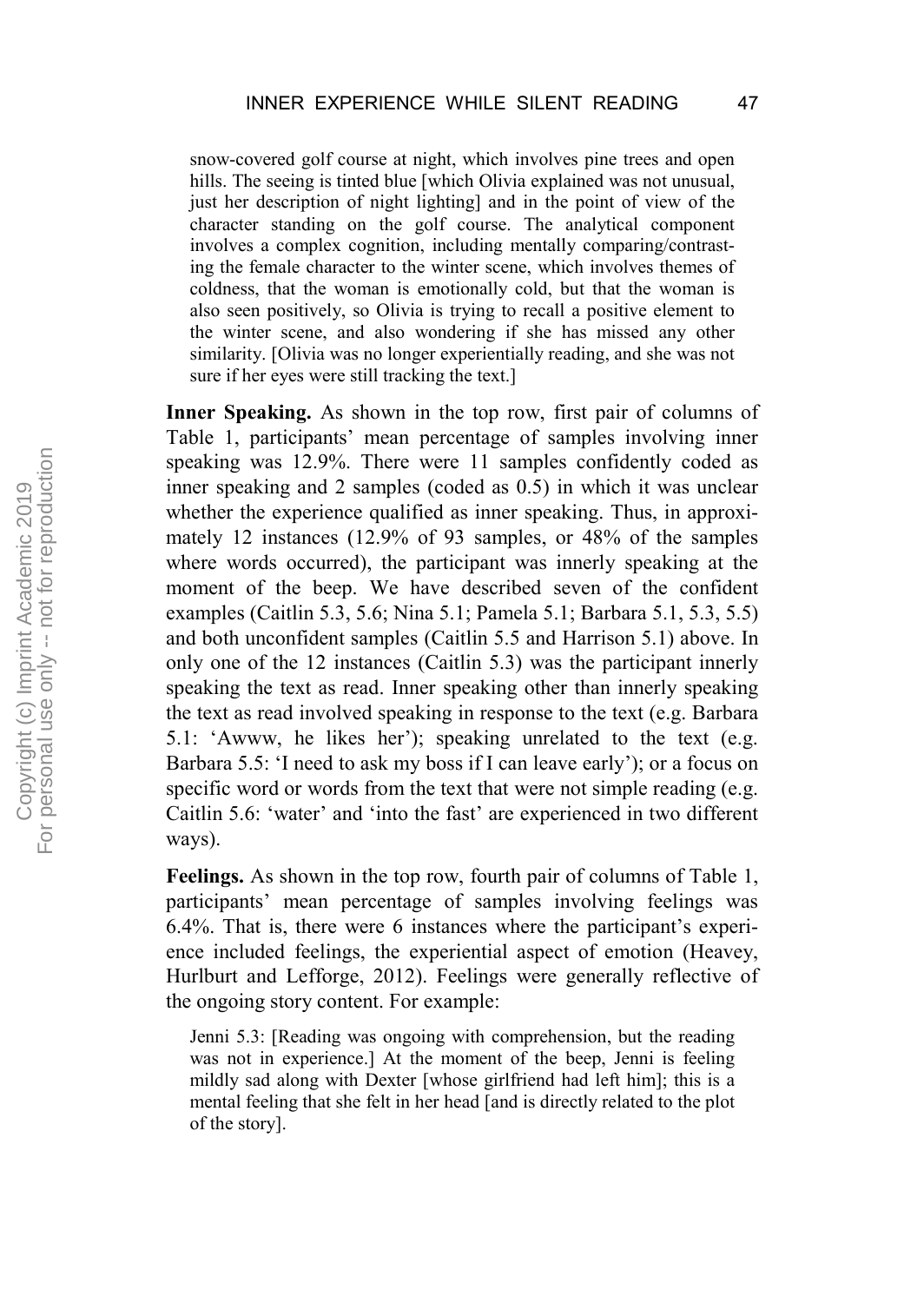snow-covered golf course at night, which involves pine trees and open hills. The seeing is tinted blue [which Olivia explained was not unusual, just her description of night lighting] and in the point of view of the character standing on the golf course. The analytical component involves a complex cognition, including mentally comparing/contrasting the female character to the winter scene, which involves themes of coldness, that the woman is emotionally cold, but that the woman is also seen positively, so Olivia is trying to recall a positive element to the winter scene, and also wondering if she has missed any other similarity. [Olivia was no longer experientially reading, and she was not sure if her eyes were still tracking the text.]

**Inner Speaking.** As shown in the top row, first pair of columns of Table 1, participants' mean percentage of samples involving inner speaking was 12.9%. There were 11 samples confidently coded as inner speaking and 2 samples (coded as 0.5) in which it was unclear whether the experience qualified as inner speaking. Thus, in approximately 12 instances (12.9% of 93 samples, or 48% of the samples where words occurred), the participant was innerly speaking at the moment of the beep. We have described seven of the confident examples (Caitlin 5.3, 5.6; Nina 5.1; Pamela 5.1; Barbara 5.1, 5.3, 5.5) and both unconfident samples (Caitlin 5.5 and Harrison 5.1) above. In only one of the 12 instances (Caitlin 5.3) was the participant innerly speaking the text as read. Inner speaking other than innerly speaking the text as read involved speaking in response to the text (e.g. Barbara 5.1: 'Awww, he likes her'); speaking unrelated to the text (e.g. Barbara 5.5: 'I need to ask my boss if I can leave early'); or a focus on specific word or words from the text that were not simple reading (e.g. Caitlin 5.6: 'water' and 'into the fast' are experienced in two different ways).

**Feelings.** As shown in the top row, fourth pair of columns of Table 1, participants' mean percentage of samples involving feelings was 6.4%. That is, there were 6 instances where the participant's experience included feelings, the experiential aspect of emotion (Heavey, Hurlburt and Lefforge, 2012). Feelings were generally reflective of the ongoing story content. For example:

Jenni 5.3: [Reading was ongoing with comprehension, but the reading was not in experience.] At the moment of the beep, Jenni is feeling mildly sad along with Dexter [whose girlfriend had left him]; this is a mental feeling that she felt in her head [and is directly related to the plot of the story].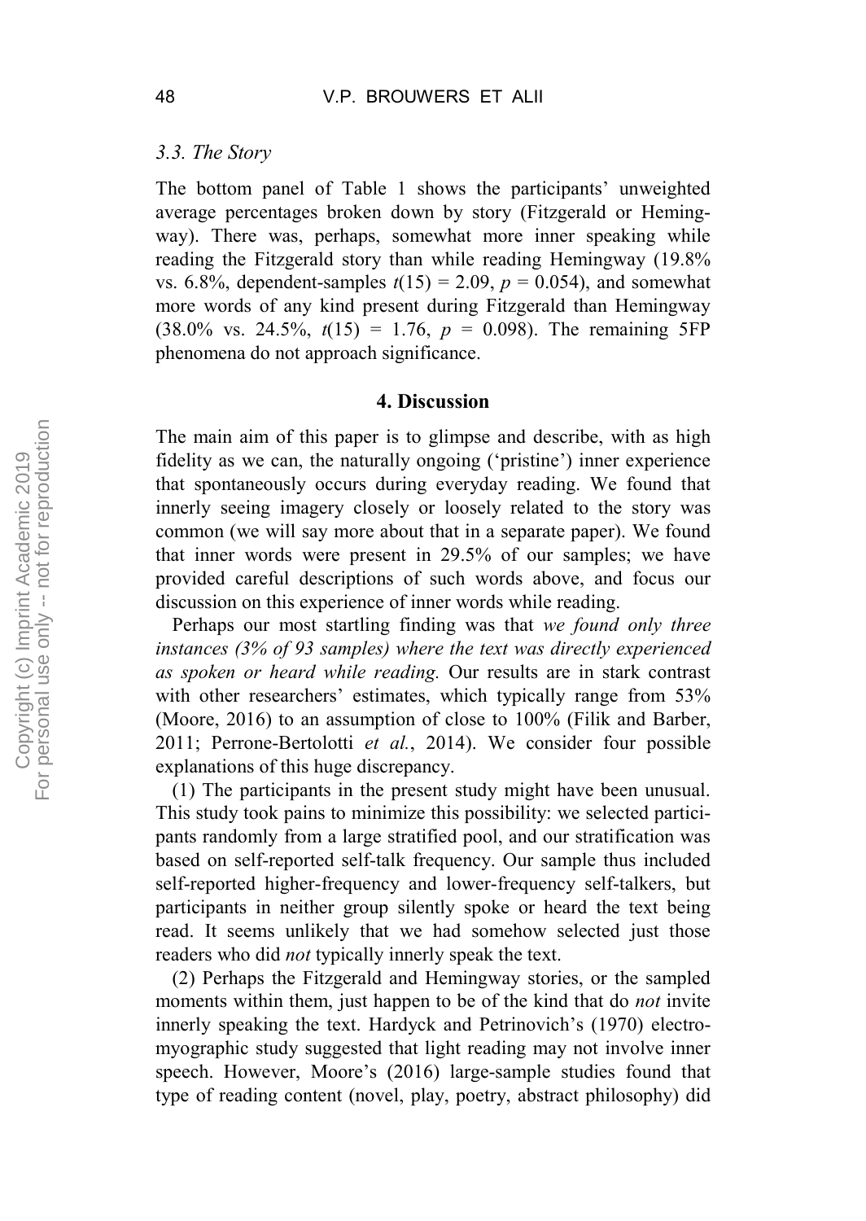### 3.3. The Story

The bottom panel of Table 1 shows the participants' unweighted average percentages broken down by story (Fitzgerald or Hemingway). There was, perhaps, somewhat more inner speaking while reading the Fitzgerald story than while reading Hemingway (19.8% vs. 6.8%, dependent-samples $t(15) = 2.09$, $p = 0.054$), and somewhat more words of any kind present during Fitzgerald than Hemingway (38.0% vs. 24.5%, $t(15) = 1.76$, $p = 0.098$). The remaining 5FP phenomena do not approach significance.

## 4. Discussion

The main aim of this paper is to glimpse and describe, with as high fidelity as we can, the naturally ongoing ('pristine') inner experience that spontaneously occurs during everyday reading. We found that innerly seeing imagery closely or loosely related to the story was common (we will say more about that in a separate paper). We found that inner words were present in 29.5% of our samples; we have provided careful descriptions of such words above, and focus our discussion on this experience of inner words while reading.

Perhaps our most startling finding was that *we found only three instances (3% of 93 samples) where the text was directly experienced as spoken or heard while reading.* Our results are in stark contrast with other researchers' estimates, which typically range from 53% (Moore, 2016) to an assumption of close to 100% (Filik and Barber, 2011; Perrone-Bertolotti *et al.*, 2014). We consider four possible explanations of this huge discrepancy.

(1) The participants in the present study might have been unusual. This study took pains to minimize this possibility: we selected participants randomly from a large stratified pool, and our stratification was based on self-reported self-talk frequency. Our sample thus included self-reported higher-frequency and lower-frequency self-talkers, but participants in neither group silently spoke or heard the text being read. It seems unlikely that we had somehow selected just those readers who did *not* typically innerly speak the text.

(2) Perhaps the Fitzgerald and Hemingway stories, or the sampled moments within them, just happen to be of the kind that do *not* invite innerly speaking the text. Hardyck and Petrinovich's (1970) electromyographic study suggested that light reading may not involve inner speech. However, Moore's (2016) large-sample studies found that type of reading content (novel, play, poetry, abstract philosophy) did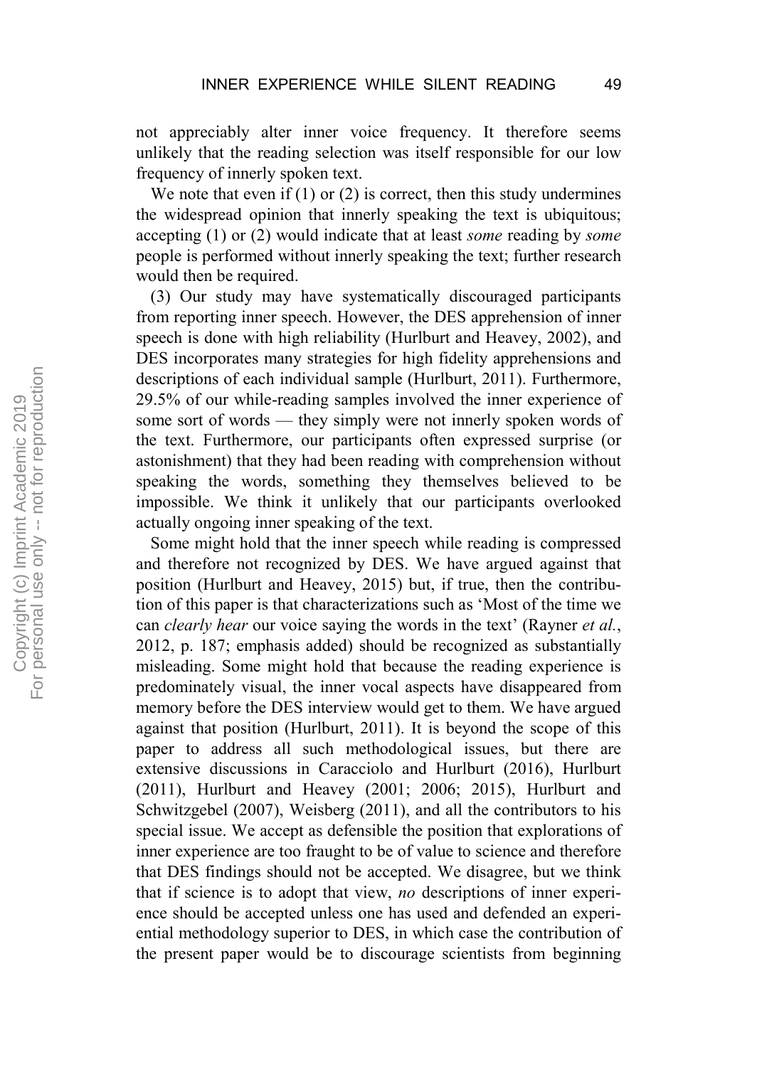not appreciably alter inner voice frequency. It therefore seems unlikely that the reading selection was itself responsible for our low frequency of innerly spoken text.

We note that even if (1) or (2) is correct, then this study undermines the widespread opinion that innerly speaking the text is ubiquitous; accepting (1) or (2) would indicate that at least *some* reading by *some* people is performed without innerly speaking the text; further research would then be required.

(3) Our study may have systematically discouraged participants from reporting inner speech. However, the DES apprehension of inner speech is done with high reliability (Hurlburt and Heavey, 2002), and DES incorporates many strategies for high fidelity apprehensions and descriptions of each individual sample (Hurlburt, 2011). Furthermore, 29.5% of our while-reading samples involved the inner experience of some sort of words — they simply were not innerly spoken words of the text. Furthermore, our participants often expressed surprise (or astonishment) that they had been reading with comprehension without speaking the words, something they themselves believed to be impossible. We think it unlikely that our participants overlooked actually ongoing inner speaking of the text.

Some might hold that the inner speech while reading is compressed and therefore not recognized by DES. We have argued against that position (Hurlburt and Heavey, 2015) but, if true, then the contribution of this paper is that characterizations such as 'Most of the time we can *clearly hear* our voice saying the words in the text' (Rayner *et al.*, 2012, p. 187; emphasis added) should be recognized as substantially misleading. Some might hold that because the reading experience is predominately visual, the inner vocal aspects have disappeared from memory before the DES interview would get to them. We have argued against that position (Hurlburt, 2011). It is beyond the scope of this paper to address all such methodological issues, but there are extensive discussions in Caracciolo and Hurlburt (2016), Hurlburt (2011), Hurlburt and Heavey (2001; 2006; 2015), Hurlburt and Schwitzgebel (2007), Weisberg (2011), and all the contributors to his special issue. We accept as defensible the position that explorations of inner experience are too fraught to be of value to science and therefore that DES findings should not be accepted. We disagree, but we think that if science is to adopt that view, *no* descriptions of inner experience should be accepted unless one has used and defended an experiential methodology superior to DES, in which case the contribution of the present paper would be to discourage scientists from beginning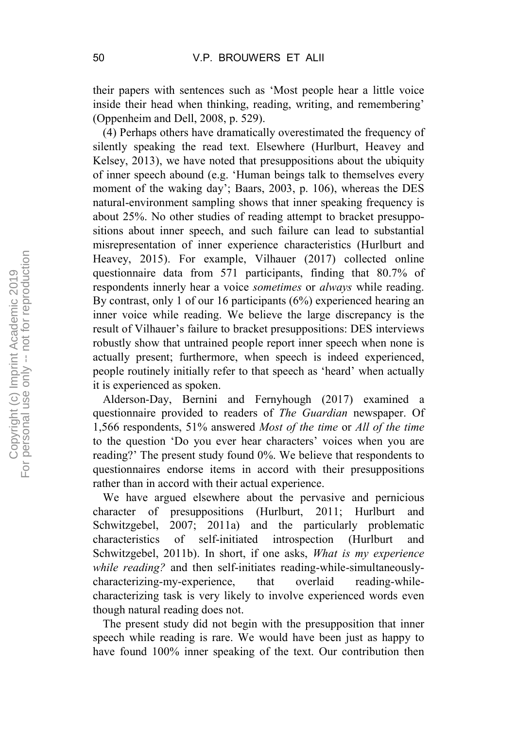their papers with sentences such as 'Most people hear a little voice inside their head when thinking, reading, writing, and remembering' (Oppenheim and Dell, 2008, p. 529).

(4) Perhaps others have dramatically overestimated the frequency of silently speaking the read text. Elsewhere (Hurlburt, Heavey and Kelsey, 2013), we have noted that presuppositions about the ubiquity of inner speech abound (e.g. 'Human beings talk to themselves every moment of the waking day'; Baars, 2003, p. 106), whereas the DES natural-environment sampling shows that inner speaking frequency is about 25%. No other studies of reading attempt to bracket presuppositions about inner speech, and such failure can lead to substantial misrepresentation of inner experience characteristics (Hurlburt and Heavey, 2015). For example, Vilhauer (2017) collected online questionnaire data from 571 participants, finding that 80.7% of respondents innerly hear a voice *sometimes* or *always* while reading. By contrast, only 1 of our 16 participants (6%) experienced hearing an inner voice while reading. We believe the large discrepancy is the result of Vilhauer's failure to bracket presuppositions: DES interviews robustly show that untrained people report inner speech when none is actually present; furthermore, when speech is indeed experienced, people routinely initially refer to that speech as 'heard' when actually it is experienced as spoken.

Alderson-Day, Bernini and Fernyhough (2017) examined a questionnaire provided to readers of *The Guardian* newspaper. Of 1,566 respondents, 51% answered *Most of the time* or *All of the time* to the question 'Do you ever hear characters' voices when you are reading?' The present study found 0%. We believe that respondents to questionnaires endorse items in accord with their presuppositions rather than in accord with their actual experience.

We have argued elsewhere about the pervasive and pernicious character of presuppositions (Hurlburt, 2011; Hurlburt and Schwitzgebel, 2007; 2011a) and the particularly problematic characteristics of self-initiated introspection (Hurlburt and Schwitzgebel, 2011b). In short, if one asks, *What is my experience while reading?* and then self-initiates reading-while-simultaneously-characterizing-my-experience, that overlaid reading-while-characterizing task is very likely to involve experienced words even though natural reading does not.

The present study did not begin with the presupposition that inner speech while reading is rare. We would have been just as happy to have found 100% inner speaking of the text. Our contribution then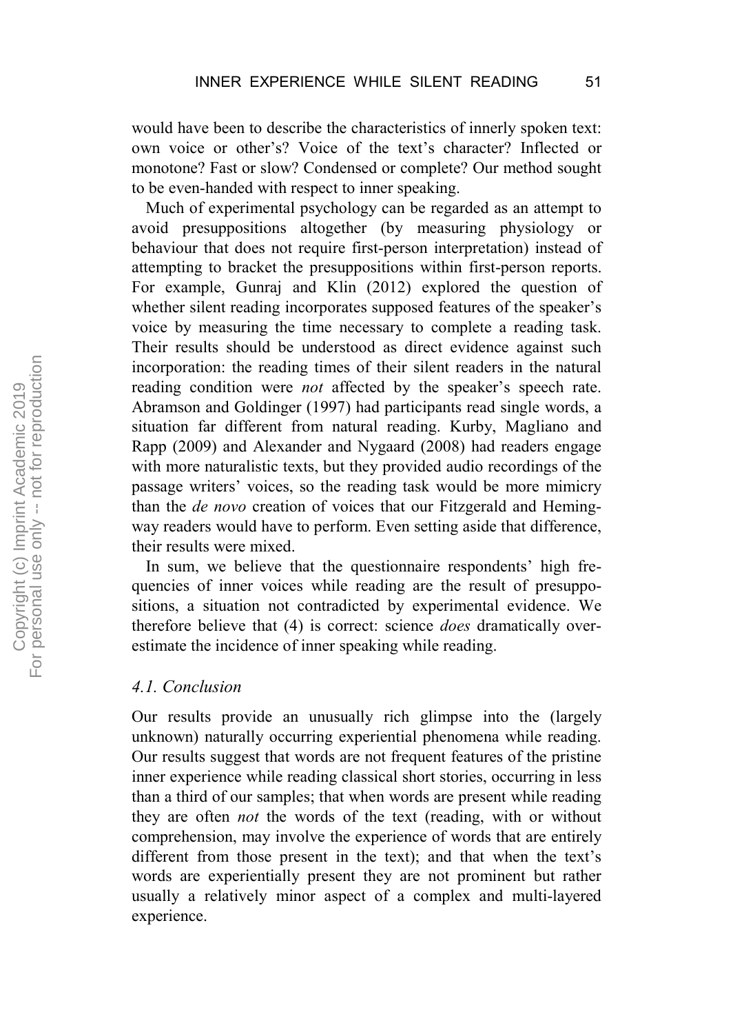would have been to describe the characteristics of innerly spoken text: own voice or other's? Voice of the text's character? Inflected or monotone? Fast or slow? Condensed or complete? Our method sought to be even-handed with respect to inner speaking.

Much of experimental psychology can be regarded as an attempt to avoid presuppositions altogether (by measuring physiology or behaviour that does not require first-person interpretation) instead of attempting to bracket the presuppositions within first-person reports. For example, Gunraj and Klin (2012) explored the question of whether silent reading incorporates supposed features of the speaker's voice by measuring the time necessary to complete a reading task. Their results should be understood as direct evidence against such incorporation: the reading times of their silent readers in the natural reading condition were *not* affected by the speaker's speech rate. Abramson and Goldinger (1997) had participants read single words, a situation far different from natural reading. Kurby, Magliano and Rapp (2009) and Alexander and Nygaard (2008) had readers engage with more naturalistic texts, but they provided audio recordings of the passage writers' voices, so the reading task would be more mimicry than the *de novo* creation of voices that our Fitzgerald and Hemingway readers would have to perform. Even setting aside that difference, their results were mixed.

In sum, we believe that the questionnaire respondents' high frequencies of inner voices while reading are the result of presuppositions, a situation not contradicted by experimental evidence. We therefore believe that (4) is correct: science *does* dramatically overestimate the incidence of inner speaking while reading.

### *4.1. Conclusion*

Our results provide an unusually rich glimpse into the (largely unknown) naturally occurring experiential phenomena while reading. Our results suggest that words are not frequent features of the pristine inner experience while reading classical short stories, occurring in less than a third of our samples; that when words are present while reading they are often *not* the words of the text (reading, with or without comprehension, may involve the experience of words that are entirely different from those present in the text); and that when the text's words are experientially present they are not prominent but rather usually a relatively minor aspect of a complex and multi-layered experience.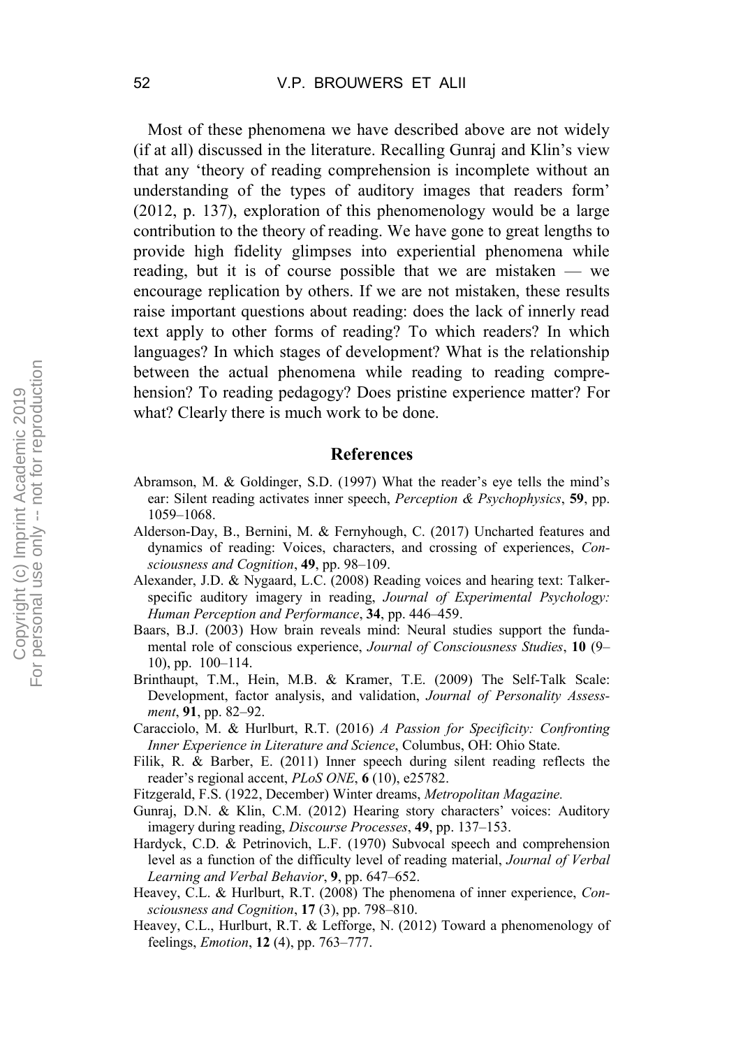Most of these phenomena we have described above are not widely (if at all) discussed in the literature. Recalling Gunraj and Klin's view that any 'theory of reading comprehension is incomplete without an understanding of the types of auditory images that readers form' (2012, p. 137), exploration of this phenomenology would be a large contribution to the theory of reading. We have gone to great lengths to provide high fidelity glimpses into experiential phenomena while reading, but it is of course possible that we are mistaken — we encourage replication by others. If we are not mistaken, these results raise important questions about reading: does the lack of innerly read text apply to other forms of reading? To which readers? In which languages? In which stages of development? What is the relationship between the actual phenomena while reading to reading comprehension? To reading pedagogy? Does pristine experience matter? For what? Clearly there is much work to be done.

## References

Abramson, M. & Goldinger, S.D. (1997) What the reader's eye tells the mind's ear: Silent reading activates inner speech, *Perception & Psychophysics*, **59**, pp. 1059–1068.

Alderson-Day, B., Bernini, M. & Fernyhough, C. (2017) Uncharted features and dynamics of reading: Voices, characters, and crossing of experiences, *Consciousness and Cognition*, **49**, pp. 98–109.

Alexander, J.D. & Nygaard, L.C. (2008) Reading voices and hearing text: Talker-specific auditory imagery in reading, *Journal of Experimental Psychology: Human Perception and Performance*, **34**, pp. 446–459.

Baars, B.J. (2003) How brain reveals mind: Neural studies support the fundamental role of conscious experience, *Journal of Consciousness Studies*, **10** (9–10), pp. 100–114.

Brinthaupt, T.M., Hein, M.B. & Kramer, T.E. (2009) The Self-Talk Scale: Development, factor analysis, and validation, *Journal of Personality Assessment*, **91**, pp. 82–92.

Caracciolo, M. & Hurlburt, R.T. (2016) *A Passion for Specificity: Confronting Inner Experience in Literature and Science*, Columbus, OH: Ohio State.

Filik, R. & Barber, E. (2011) Inner speech during silent reading reflects the reader's regional accent, *PLoS ONE*, **6** (10), e25782.

Fitzgerald, F.S. (1922, December) Winter dreams, *Metropolitan Magazine.*

Gunraj, D.N. & Klin, C.M. (2012) Hearing story characters' voices: Auditory imagery during reading, *Discourse Processes*, **49**, pp. 137–153.

Hardyck, C.D. & Petrinovich, L.F. (1970) Subvocal speech and comprehension level as a function of the difficulty level of reading material, *Journal of Verbal Learning and Verbal Behavior*, **9**, pp. 647–652.

Heavey, C.L. & Hurlburt, R.T. (2008) The phenomena of inner experience, *Consciousness and Cognition*, **17** (3), pp. 798–810.

Heavey, C.L., Hurlburt, R.T. & Lefforge, N. (2012) Toward a phenomenology of feelings, *Emotion*, **12** (4), pp. 763–777.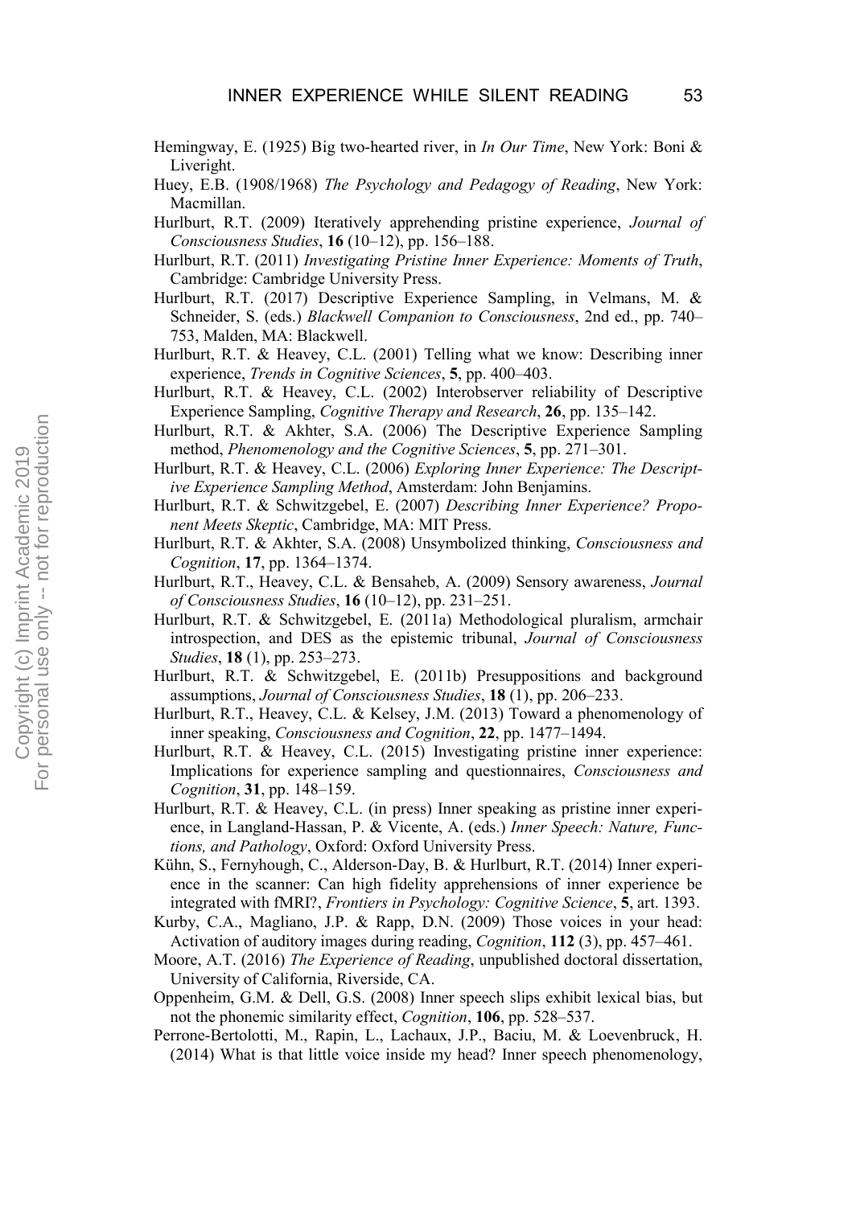Hemingway, E. (1925) Big two-hearted river, in *In Our Time*, New York: Boni & Liveright.

Huey, E.B. (1908/1968) *The Psychology and Pedagogy of Reading*, New York: Macmillan.

Hurlburt, R.T. (2009) Iteratively apprehending pristine experience, *Journal of Consciousness Studies*, **16** (10–12), pp. 156–188.

Hurlburt, R.T. (2011) *Investigating Pristine Inner Experience: Moments of Truth*, Cambridge: Cambridge University Press.

Hurlburt, R.T. (2017) Descriptive Experience Sampling, in Velmans, M. & Schneider, S. (eds.) *Blackwell Companion to Consciousness*, 2nd ed., pp. 740–753, Malden, MA: Blackwell.

Hurlburt, R.T. & Heavey, C.L. (2001) Telling what we know: Describing inner experience, *Trends in Cognitive Sciences*, **5**, pp. 400–403.

Hurlburt, R.T. & Heavey, C.L. (2002) Interobserver reliability of Descriptive Experience Sampling, *Cognitive Therapy and Research*, **26**, pp. 135–142.

Hurlburt, R.T. & Akhter, S.A. (2006) The Descriptive Experience Sampling method, *Phenomenology and the Cognitive Sciences*, **5**, pp. 271–301.

Hurlburt, R.T. & Heavey, C.L. (2006) *Exploring Inner Experience: The Descriptive Experience Sampling Method*, Amsterdam: John Benjamins.

Hurlburt, R.T. & Schwitzgebel, E. (2007) *Describing Inner Experience? Proponent Meets Skeptic*, Cambridge, MA: MIT Press.

Hurlburt, R.T. & Akhter, S.A. (2008) Unsymbolized thinking, *Consciousness and Cognition*, **17**, pp. 1364–1374.

Hurlburt, R.T., Heavey, C.L. & Bensaheb, A. (2009) Sensory awareness, *Journal of Consciousness Studies*, **16** (10–12), pp. 231–251.

Hurlburt, R.T. & Schwitzgebel, E. (2011a) Methodological pluralism, armchair introspection, and DES as the epistemic tribunal, *Journal of Consciousness Studies*, **18** (1), pp. 253–273.

Hurlburt, R.T. & Schwitzgebel, E. (2011b) Presuppositions and background assumptions, *Journal of Consciousness Studies*, **18** (1), pp. 206–233.

Hurlburt, R.T., Heavey, C.L. & Kelsey, J.M. (2013) Toward a phenomenology of inner speaking, *Consciousness and Cognition*, **22**, pp. 1477–1494.

Hurlburt, R.T. & Heavey, C.L. (2015) Investigating pristine inner experience: Implications for experience sampling and questionnaires, *Consciousness and Cognition*, **31**, pp. 148–159.

Hurlburt, R.T. & Heavey, C.L. (in press) Inner speaking as pristine inner experience, in Langland-Hassan, P. & Vicente, A. (eds.) *Inner Speech: Nature, Functions, and Pathology*, Oxford: Oxford University Press.

Kühn, S., Fernyhough, C., Alderson-Day, B. & Hurlburt, R.T. (2014) Inner experience in the scanner: Can high fidelity apprehensions of inner experience be integrated with fMRI?, *Frontiers in Psychology: Cognitive Science*, **5**, art. 1393.

Kurby, C.A., Magliano, J.P. & Rapp, D.N. (2009) Those voices in your head: Activation of auditory images during reading, *Cognition*, **112** (3), pp. 457–461.

Moore, A.T. (2016) *The Experience of Reading*, unpublished doctoral dissertation, University of California, Riverside, CA.

Oppenheim, G.M. & Dell, G.S. (2008) Inner speech slips exhibit lexical bias, but not the phonemic similarity effect, *Cognition*, **106**, pp. 528–537.

Perrone-Bertolotti, M., Rapin, L., Lachaux, J.P., Baciu, M. & Loevenbruck, H. (2014) What is that little voice inside my head? Inner speech phenomenology,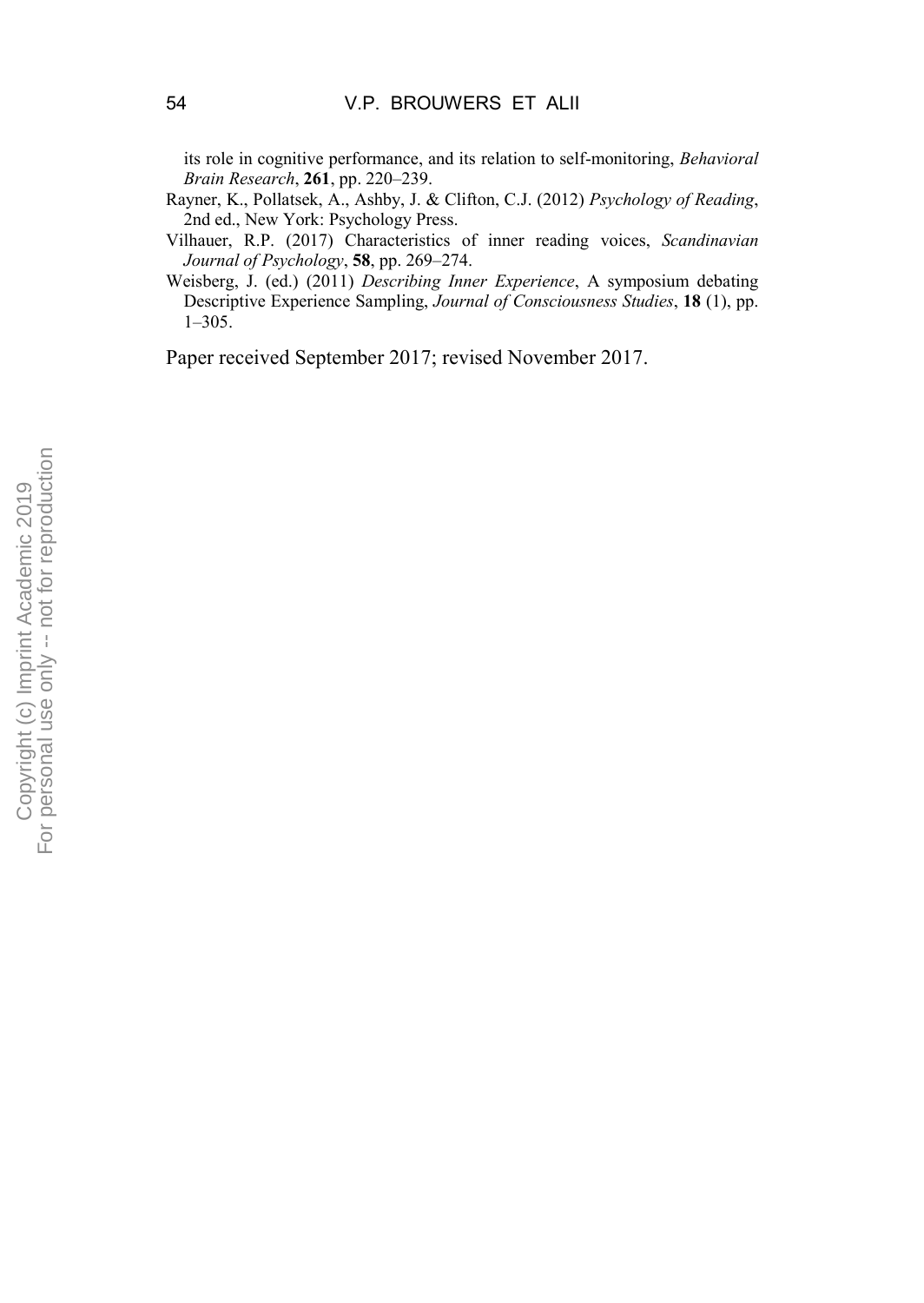its role in cognitive performance, and its relation to self-monitoring, *Behavioral Brain Research*, **261**, pp. 220–239.

Rayner, K., Pollatsek, A., Ashby, J. & Clifton, C.J. (2012) *Psychology of Reading*, 2nd ed., New York: Psychology Press.

Vilhauer, R.P. (2017) Characteristics of inner reading voices, *Scandinavian Journal of Psychology*, **58**, pp. 269–274.

Weisberg, J. (ed.) (2011) *Describing Inner Experience*, A symposium debating Descriptive Experience Sampling, *Journal of Consciousness Studies*, **18** (1), pp. 1–305.

Paper received September 2017; revised November 2017.